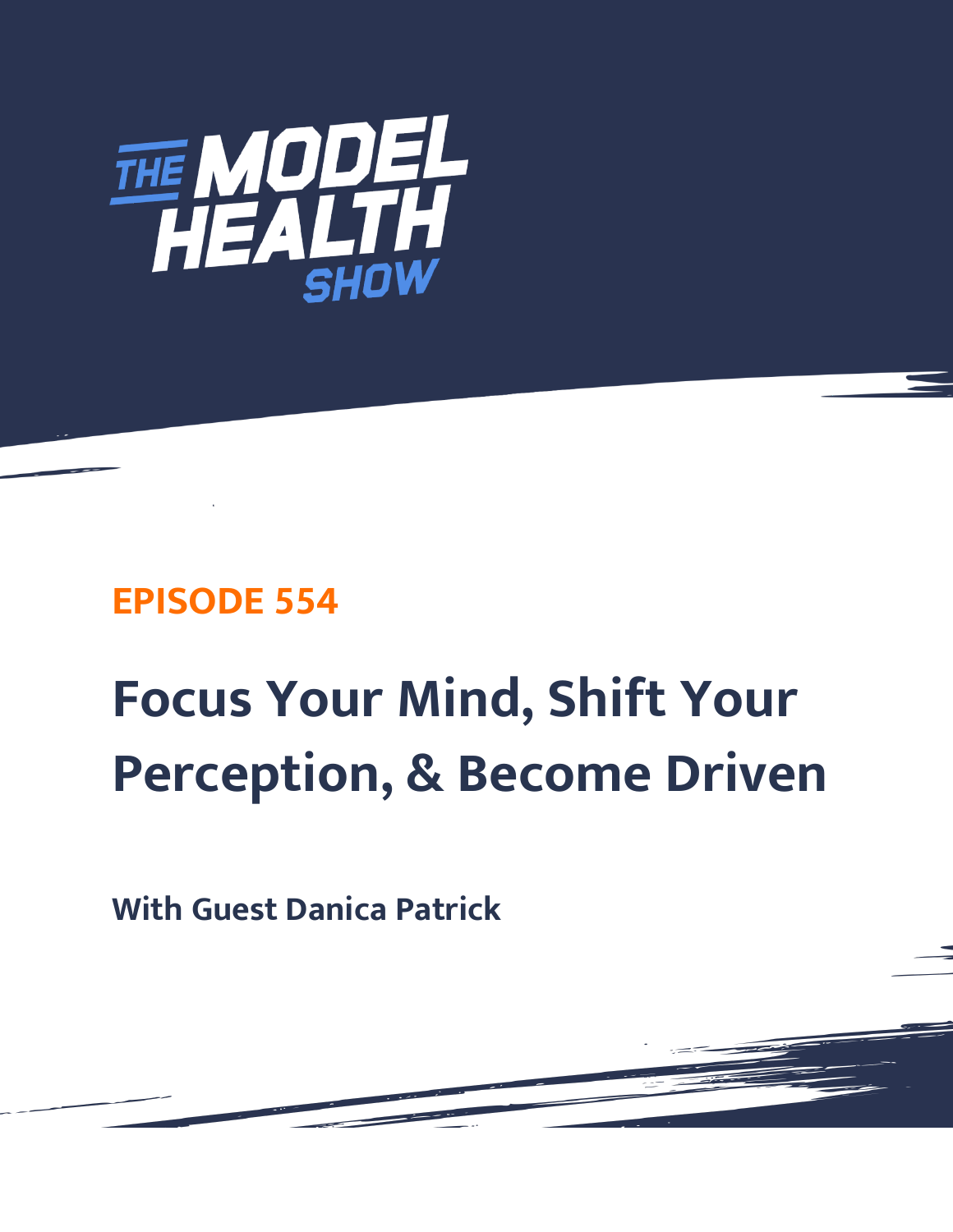# THE MODEL HEALTH SHOW

## EPISODE 554

# Focus Your Mind, Shift Your Perception, & Become Driven

### With Guest Danica Patrick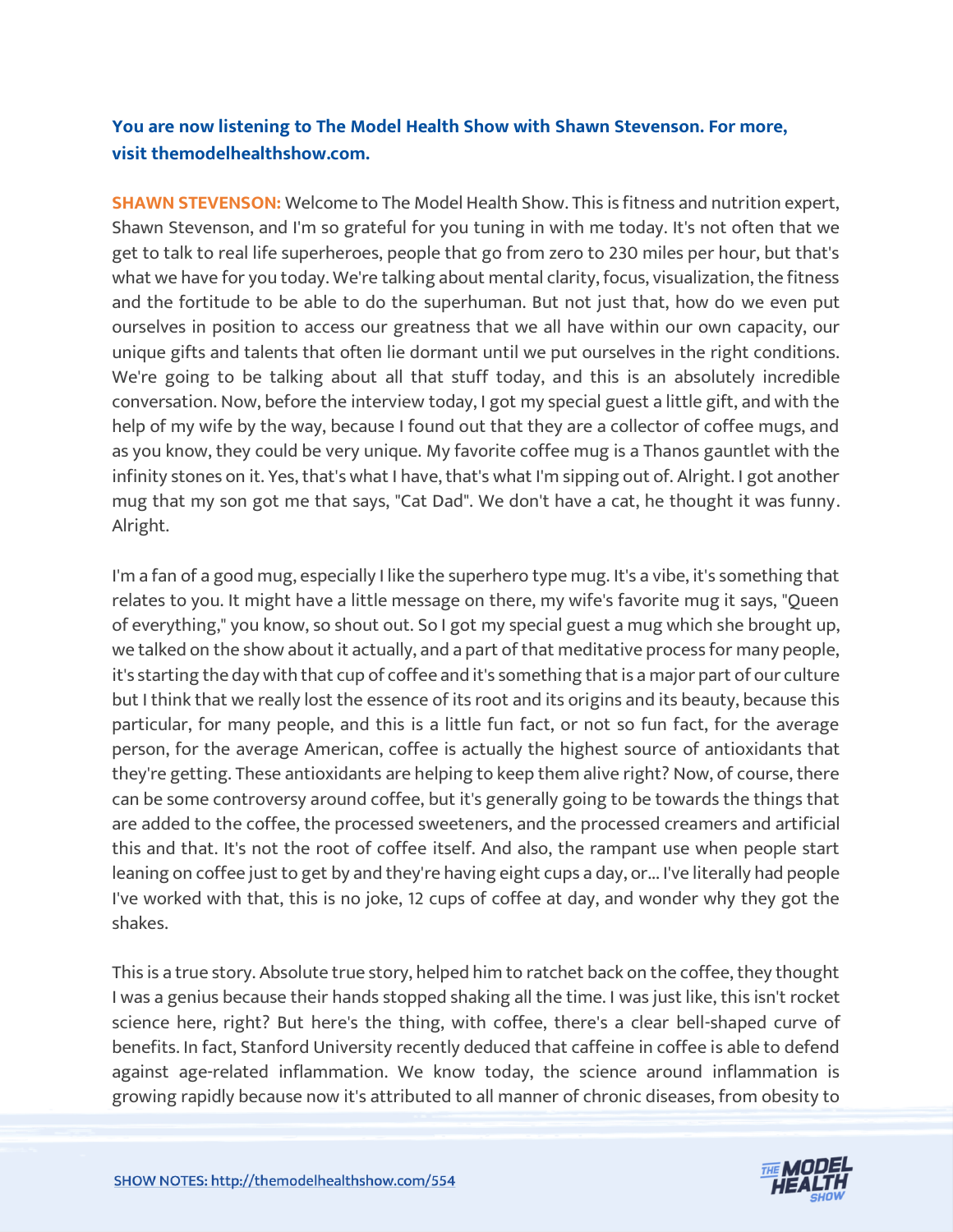**You are now listening to The Model Health Show with Shawn Stevenson. For more, visit themodelhealthshow.com.**

**SHAWN STEVENSON:** Welcome to The Model Health Show. This is fitness and nutrition expert, Shawn Stevenson, and I'm so grateful for you tuning in with me today. It's not often that we get to talk to real life superheroes, people that go from zero to 230 miles per hour, but that's what we have for you today. We're talking about mental clarity, focus, visualization, the fitness and the fortitude to be able to do the superhuman. But not just that, how do we even put ourselves in position to access our greatness that we all have within our own capacity, our unique gifts and talents that often lie dormant until we put ourselves in the right conditions. We're going to be talking about all that stuff today, and this is an absolutely incredible conversation. Now, before the interview today, I got my special guest a little gift, and with the help of my wife by the way, because I found out that they are a collector of coffee mugs, and as you know, they could be very unique. My favorite coffee mug is a Thanos gauntlet with the infinity stones on it. Yes, that's what I have, that's what I'm sipping out of. Alright. I got another mug that my son got me that says, "Cat Dad". We don't have a cat, he thought it was funny. Alright.

I'm a fan of a good mug, especially I like the superhero type mug. It's a vibe, it's something that relates to you. It might have a little message on there, my wife's favorite mug it says, "Queen of everything," you know, so shout out. So I got my special guest a mug which she brought up, we talked on the show about it actually, and a part of that meditative process for many people, it's starting the day with that cup of coffee and it's something that is a major part of our culture but I think that we really lost the essence of its root and its origins and its beauty, because this particular, for many people, and this is a little fun fact, or not so fun fact, for the average person, for the average American, coffee is actually the highest source of antioxidants that they're getting. These antioxidants are helping to keep them alive right? Now, of course, there can be some controversy around coffee, but it's generally going to be towards the things that are added to the coffee, the processed sweeteners, and the processed creamers and artificial this and that. It's not the root of coffee itself. And also, the rampant use when people start leaning on coffee just to get by and they're having eight cups a day, or... I've literally had people I've worked with that, this is no joke, 12 cups of coffee at day, and wonder why they got the shakes.

This is a true story. Absolute true story, helped him to ratchet back on the coffee, they thought I was a genius because their hands stopped shaking all the time. I was just like, this isn't rocket science here, right? But here's the thing, with coffee, there's a clear bell-shaped curve of benefits. In fact, Stanford University recently deduced that caffeine in coffee is able to defend against age-related inflammation. We know today, the science around inflammation is growing rapidly because now it's attributed to all manner of chronic diseases, from obesity to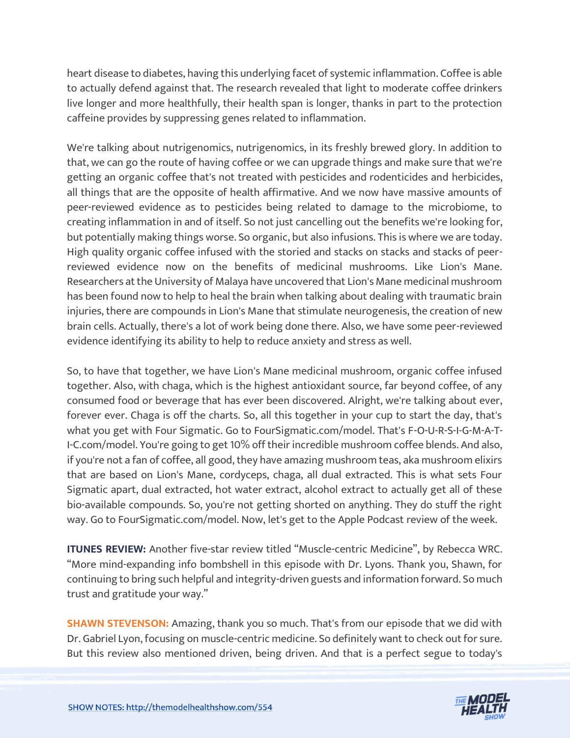heart disease to diabetes, having this underlying facet of systemic inflammation. Coffee is able to actually defend against that. The research revealed that light to moderate coffee drinkers live longer and more healthfully, their health span is longer, thanks in part to the protection caffeine provides by suppressing genes related to inflammation.

We're talking about nutrigenomics, nutrigenomics, in its freshly brewed glory. In addition to that, we can go the route of having coffee or we can upgrade things and make sure that we're getting an organic coffee that's not treated with pesticides and rodenticides and herbicides, all things that are the opposite of health affirmative. And we now have massive amounts of peer-reviewed evidence as to pesticides being related to damage to the microbiome, to creating inflammation in and of itself. So not just cancelling out the benefits we're looking for, but potentially making things worse. So organic, but also infusions. This is where we are today. High quality organic coffee infused with the storied and stacks on stacks and stacks of peer-reviewed evidence now on the benefits of medicinal mushrooms. Like Lion's Mane. Researchers at the University of Malaya have uncovered that Lion's Mane medicinal mushroom has been found now to help to heal the brain when talking about dealing with traumatic brain injuries, there are compounds in Lion's Mane that stimulate neurogenesis, the creation of new brain cells. Actually, there's a lot of work being done there. Also, we have some peer-reviewed evidence identifying its ability to help to reduce anxiety and stress as well.

So, to have that together, we have Lion's Mane medicinal mushroom, organic coffee infused together. Also, with chaga, which is the highest antioxidant source, far beyond coffee, of any consumed food or beverage that has ever been discovered. Alright, we're talking about ever, forever ever. Chaga is off the charts. So, all this together in your cup to start the day, that's what you get with Four Sigmatic. Go to FourSigmatic.com/model. That's F-O-U-R-S-I-G-M-A-T-I-C.com/model. You're going to get 10% off their incredible mushroom coffee blends. And also, if you're not a fan of coffee, all good, they have amazing mushroom teas, aka mushroom elixirs that are based on Lion's Mane, cordyceps, chaga, all dual extracted. This is what sets Four Sigmatic apart, dual extracted, hot water extract, alcohol extract to actually get all of these bio-available compounds. So, you're not getting shorted on anything. They do stuff the right way. Go to FourSigmatic.com/model. Now, let's get to the Apple Podcast review of the week.

**ITUNES REVIEW:** Another five-star review titled "Muscle-centric Medicine", by Rebecca WRC. "More mind-expanding info bombshell in this episode with Dr. Lyons. Thank you, Shawn, for continuing to bring such helpful and integrity-driven guests and information forward. So much trust and gratitude your way."

**SHAWN STEVENSON:** Amazing, thank you so much. That's from our episode that we did with Dr. Gabriel Lyon, focusing on muscle-centric medicine. So definitely want to check out for sure. But this review also mentioned driven, being driven. And that is a perfect segue to today's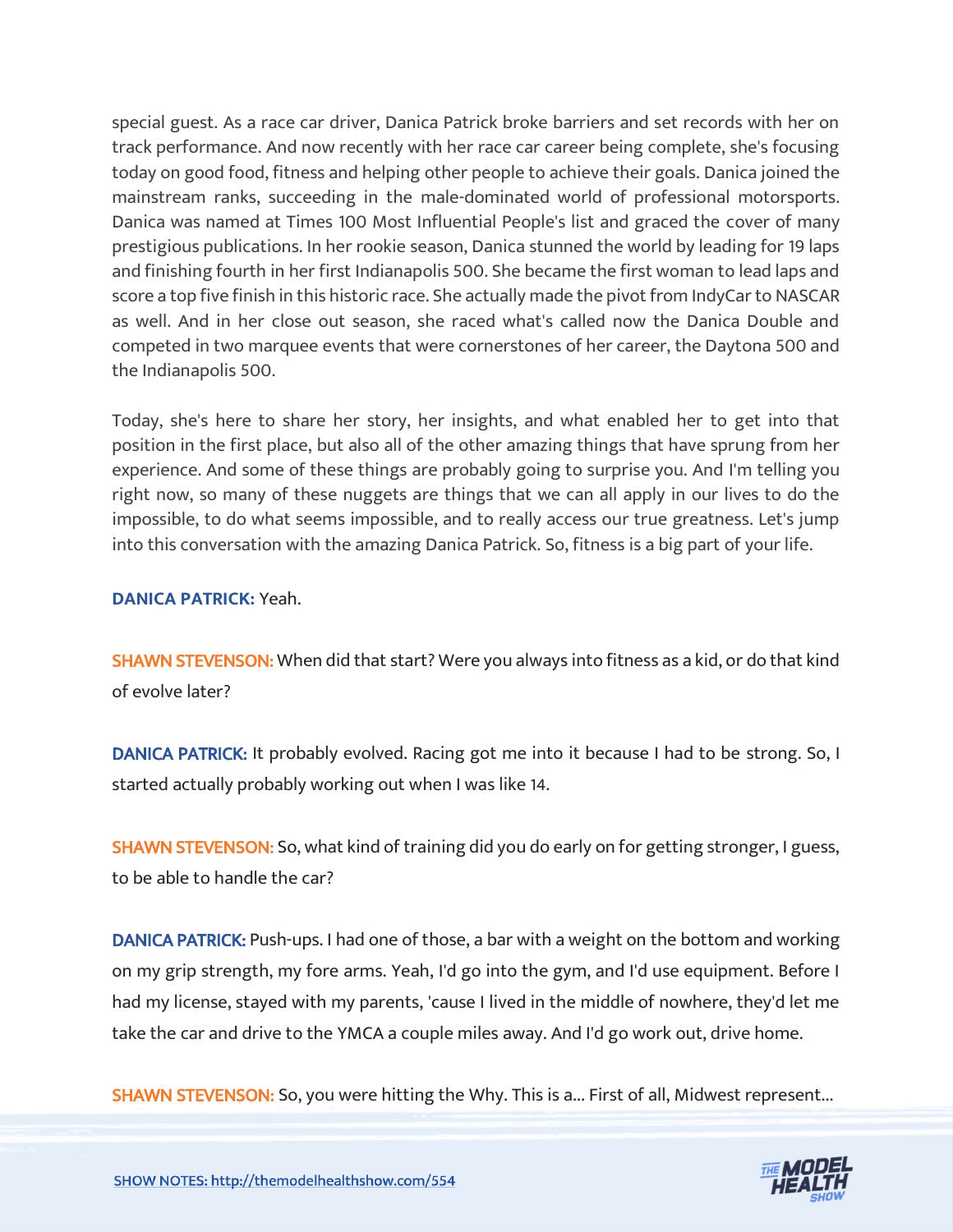special guest. As a race car driver, Danica Patrick broke barriers and set records with her on track performance. And now recently with her race car career being complete, she's focusing today on good food, fitness and helping other people to achieve their goals. Danica joined the mainstream ranks, succeeding in the male-dominated world of professional motorsports. Danica was named at Times 100 Most Influential People's list and graced the cover of many prestigious publications. In her rookie season, Danica stunned the world by leading for 19 laps and finishing fourth in her first Indianapolis 500. She became the first woman to lead laps and score a top five finish in this historic race. She actually made the pivot from IndyCar to NASCAR as well. And in her close out season, she raced what's called now the Danica Double and competed in two marquee events that were cornerstones of her career, the Daytona 500 and the Indianapolis 500.

Today, she's here to share her story, her insights, and what enabled her to get into that position in the first place, but also all of the other amazing things that have sprung from her experience. And some of these things are probably going to surprise you. And I'm telling you right now, so many of these nuggets are things that we can all apply in our lives to do the impossible, to do what seems impossible, and to really access our true greatness. Let's jump into this conversation with the amazing Danica Patrick. So, fitness is a big part of your life.

**DANICA PATRICK:** Yeah.

**SHAWN STEVENSON:** When did that start? Were you always into fitness as a kid, or do that kind of evolve later?

**DANICA PATRICK:** It probably evolved. Racing got me into it because I had to be strong. So, I started actually probably working out when I was like 14.

**SHAWN STEVENSON:** So, what kind of training did you do early on for getting stronger, I guess, to be able to handle the car?

**DANICA PATRICK:** Push-ups. I had one of those, a bar with a weight on the bottom and working on my grip strength, my fore arms. Yeah, I'd go into the gym, and I'd use equipment. Before I had my license, stayed with my parents, 'cause I lived in the middle of nowhere, they'd let me take the car and drive to the YMCA a couple miles away. And I'd go work out, drive home.

**SHAWN STEVENSON:** So, you were hitting the Why. This is a... First of all, Midwest represent...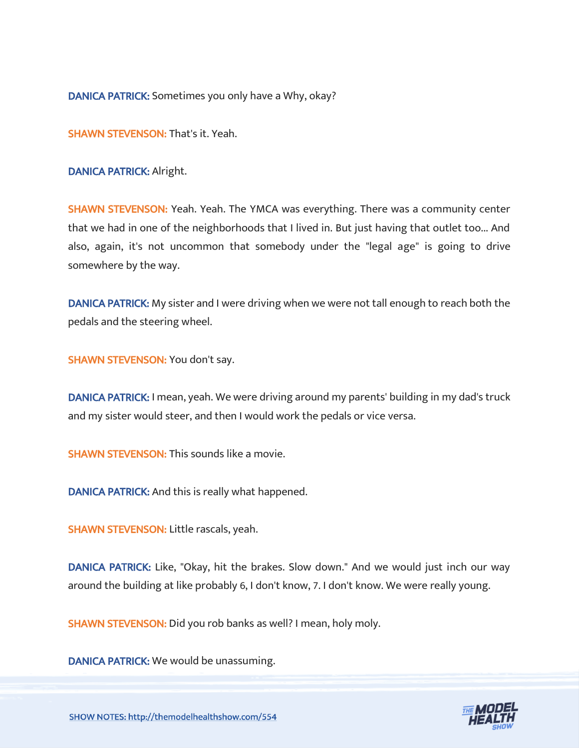**DANICA PATRICK:** Sometimes you only have a Why, okay?

**SHAWN STEVENSON:** That's it. Yeah.

**DANICA PATRICK:** Alright.

**SHAWN STEVENSON:** Yeah. Yeah. The YMCA was everything. There was a community center that we had in one of the neighborhoods that I lived in. But just having that outlet too... And also, again, it's not uncommon that somebody under the "legal age" is going to drive somewhere by the way.

**DANICA PATRICK:** My sister and I were driving when we were not tall enough to reach both the pedals and the steering wheel.

**SHAWN STEVENSON:** You don't say.

**DANICA PATRICK:** I mean, yeah. We were driving around my parents' building in my dad's truck and my sister would steer, and then I would work the pedals or vice versa.

**SHAWN STEVENSON:** This sounds like a movie.

**DANICA PATRICK:** And this is really what happened.

**SHAWN STEVENSON:** Little rascals, yeah.

**DANICA PATRICK:** Like, "Okay, hit the brakes. Slow down." And we would just inch our way around the building at like probably 6, I don't know, 7. I don't know. We were really young.

**SHAWN STEVENSON:** Did you rob banks as well? I mean, holy moly.

**DANICA PATRICK:** We would be unassuming.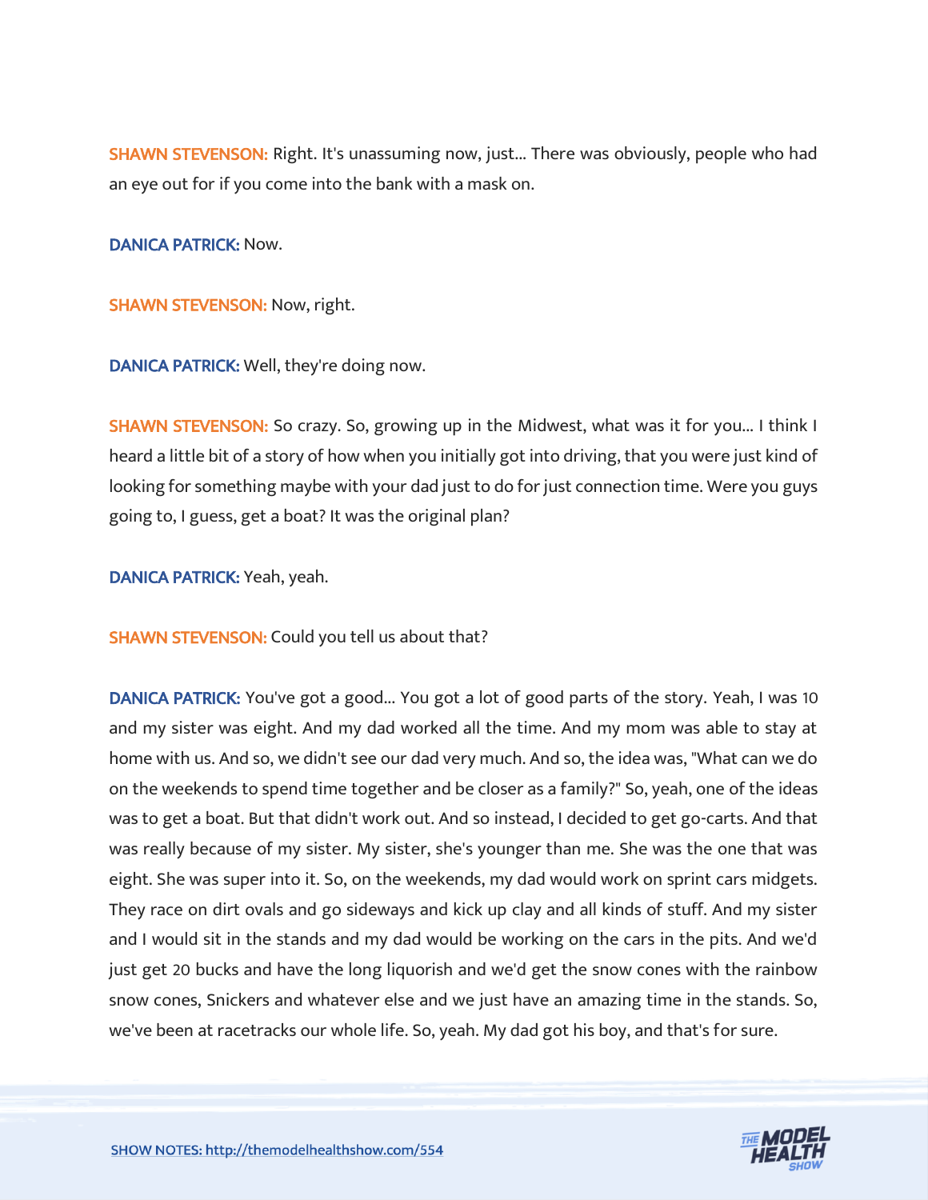**SHAWN STEVENSON:** Right. It's unassuming now, just... There was obviously, people who had an eye out for if you come into the bank with a mask on.

**DANICA PATRICK:** Now.

**SHAWN STEVENSON:** Now, right.

**DANICA PATRICK:** Well, they're doing now.

**SHAWN STEVENSON:** So crazy. So, growing up in the Midwest, what was it for you... I think I heard a little bit of a story of how when you initially got into driving, that you were just kind of looking for something maybe with your dad just to do for just connection time. Were you guys going to, I guess, get a boat? It was the original plan?

**DANICA PATRICK:** Yeah, yeah.

**SHAWN STEVENSON:** Could you tell us about that?

**DANICA PATRICK:** You've got a good... You got a lot of good parts of the story. Yeah, I was 10 and my sister was eight. And my dad worked all the time. And my mom was able to stay at home with us. And so, we didn't see our dad very much. And so, the idea was, "What can we do on the weekends to spend time together and be closer as a family?" So, yeah, one of the ideas was to get a boat. But that didn't work out. And so instead, I decided to get go-carts. And that was really because of my sister. My sister, she's younger than me. She was the one that was eight. She was super into it. So, on the weekends, my dad would work on sprint cars midgets. They race on dirt ovals and go sideways and kick up clay and all kinds of stuff. And my sister and I would sit in the stands and my dad would be working on the cars in the pits. And we'd just get 20 bucks and have the long liquorish and we'd get the snow cones with the rainbow snow cones, Snickers and whatever else and we just have an amazing time in the stands. So, we've been at racetracks our whole life. So, yeah. My dad got his boy, and that's for sure.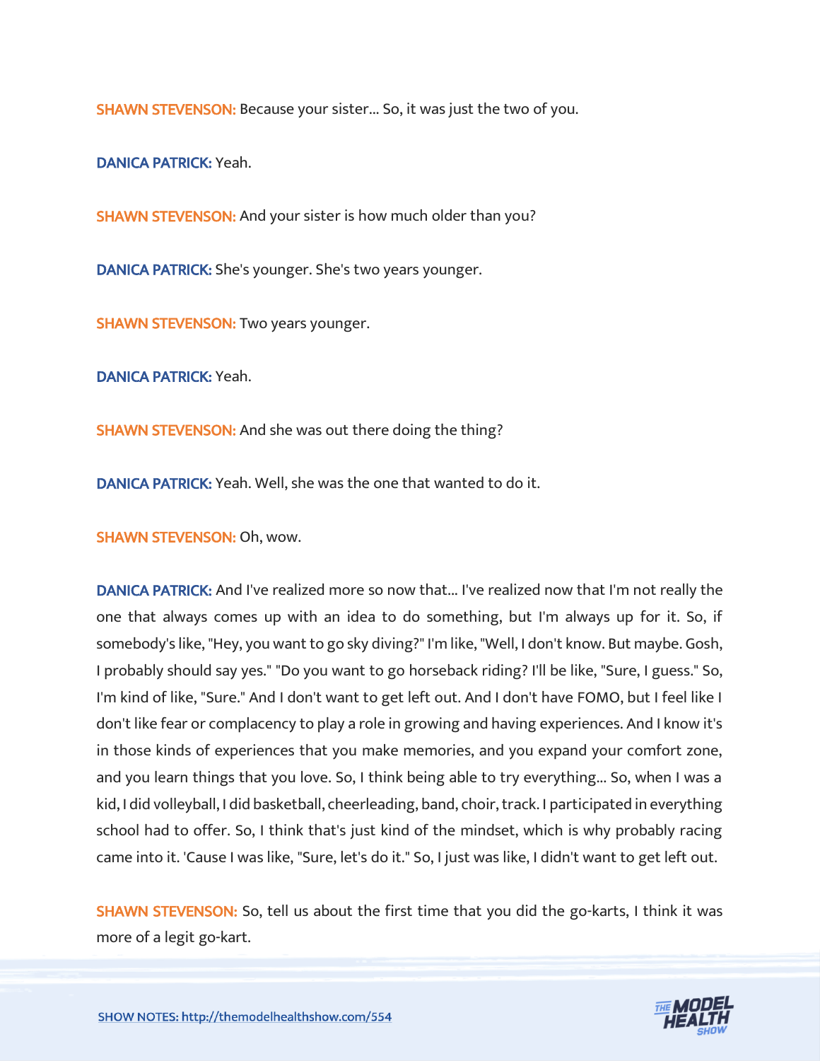**SHAWN STEVENSON:** Because your sister... So, it was just the two of you.

**DANICA PATRICK:** Yeah.

**SHAWN STEVENSON:** And your sister is how much older than you?

**DANICA PATRICK:** She's younger. She's two years younger.

**SHAWN STEVENSON:** Two years younger.

**DANICA PATRICK:** Yeah.

**SHAWN STEVENSON:** And she was out there doing the thing?

**DANICA PATRICK:** Yeah. Well, she was the one that wanted to do it.

**SHAWN STEVENSON:** Oh, wow.

**DANICA PATRICK:** And I've realized more so now that... I've realized now that I'm not really the one that always comes up with an idea to do something, but I'm always up for it. So, if somebody's like, "Hey, you want to go sky diving?" I'm like, "Well, I don't know. But maybe. Gosh, I probably should say yes." "Do you want to go horseback riding? I'll be like, "Sure, I guess." So, I'm kind of like, "Sure." And I don't want to get left out. And I don't have FOMO, but I feel like I don't like fear or complacency to play a role in growing and having experiences. And I know it's in those kinds of experiences that you make memories, and you expand your comfort zone, and you learn things that you love. So, I think being able to try everything... So, when I was a kid, I did volleyball, I did basketball, cheerleading, band, choir, track. I participated in everything school had to offer. So, I think that's just kind of the mindset, which is why probably racing came into it. 'Cause I was like, "Sure, let's do it." So, I just was like, I didn't want to get left out.

**SHAWN STEVENSON:** So, tell us about the first time that you did the go-karts, I think it was more of a legit go-kart.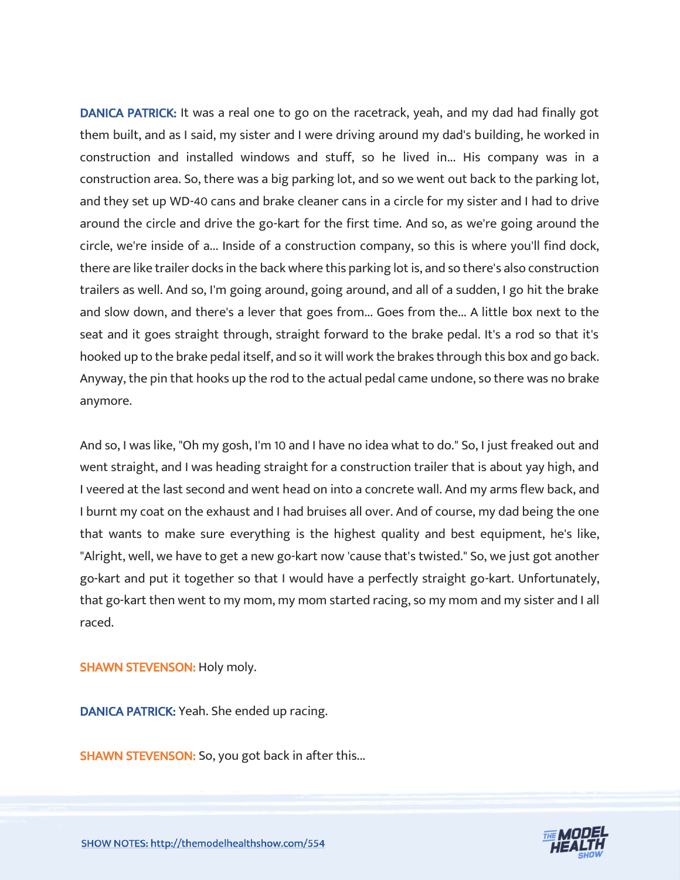**DANICA PATRICK:** It was a real one to go on the racetrack, yeah, and my dad had finally got them built, and as I said, my sister and I were driving around my dad's building, he worked in construction and installed windows and stuff, so he lived in... His company was in a construction area. So, there was a big parking lot, and so we went out back to the parking lot, and they set up WD-40 cans and brake cleaner cans in a circle for my sister and I had to drive around the circle and drive the go-kart for the first time. And so, as we're going around the circle, we're inside of a... Inside of a construction company, so this is where you'll find dock, there are like trailer docks in the back where this parking lot is, and so there's also construction trailers as well. And so, I'm going around, going around, and all of a sudden, I go hit the brake and slow down, and there's a lever that goes from... Goes from the... A little box next to the seat and it goes straight through, straight forward to the brake pedal. It's a rod so that it's hooked up to the brake pedal itself, and so it will work the brakes through this box and go back. Anyway, the pin that hooks up the rod to the actual pedal came undone, so there was no brake anymore.

And so, I was like, "Oh my gosh, I'm 10 and I have no idea what to do." So, I just freaked out and went straight, and I was heading straight for a construction trailer that is about yay high, and I veered at the last second and went head on into a concrete wall. And my arms flew back, and I burnt my coat on the exhaust and I had bruises all over. And of course, my dad being the one that wants to make sure everything is the highest quality and best equipment, he's like, "Alright, well, we have to get a new go-kart now 'cause that's twisted." So, we just got another go-kart and put it together so that I would have a perfectly straight go-kart. Unfortunately, that go-kart then went to my mom, my mom started racing, so my mom and my sister and I all raced.

**SHAWN STEVENSON:** Holy moly.

**DANICA PATRICK:** Yeah. She ended up racing.

**SHAWN STEVENSON:** So, you got back in after this...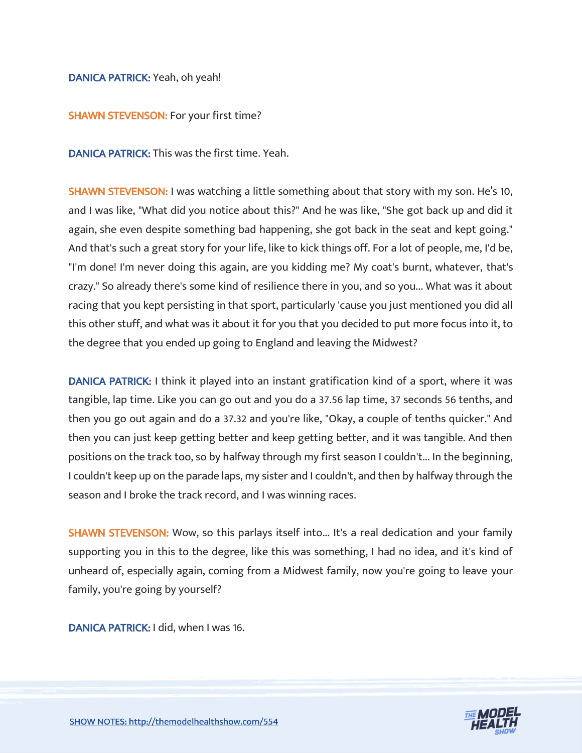**DANICA PATRICK:** Yeah, oh yeah!

**SHAWN STEVENSON:** For your first time?

**DANICA PATRICK:** This was the first time. Yeah.

**SHAWN STEVENSON:** I was watching a little something about that story with my son. He's 10, and I was like, "What did you notice about this?" And he was like, "She got back up and did it again, she even despite something bad happening, she got back in the seat and kept going." And that's such a great story for your life, like to kick things off. For a lot of people, me, I'd be, "I'm done! I'm never doing this again, are you kidding me? My coat's burnt, whatever, that's crazy." So already there's some kind of resilience there in you, and so you... What was it about racing that you kept persisting in that sport, particularly 'cause you just mentioned you did all this other stuff, and what was it about it for you that you decided to put more focus into it, to the degree that you ended up going to England and leaving the Midwest?

**DANICA PATRICK:** I think it played into an instant gratification kind of a sport, where it was tangible, lap time. Like you can go out and you do a 37.56 lap time, 37 seconds 56 tenths, and then you go out again and do a 37.32 and you're like, "Okay, a couple of tenths quicker." And then you can just keep getting better and keep getting better, and it was tangible. And then positions on the track too, so by halfway through my first season I couldn't... In the beginning, I couldn't keep up on the parade laps, my sister and I couldn't, and then by halfway through the season and I broke the track record, and I was winning races.

**SHAWN STEVENSON:** Wow, so this parlays itself into... It's a real dedication and your family supporting you in this to the degree, like this was something, I had no idea, and it's kind of unheard of, especially again, coming from a Midwest family, now you're going to leave your family, you're going by yourself?

**DANICA PATRICK:** I did, when I was 16.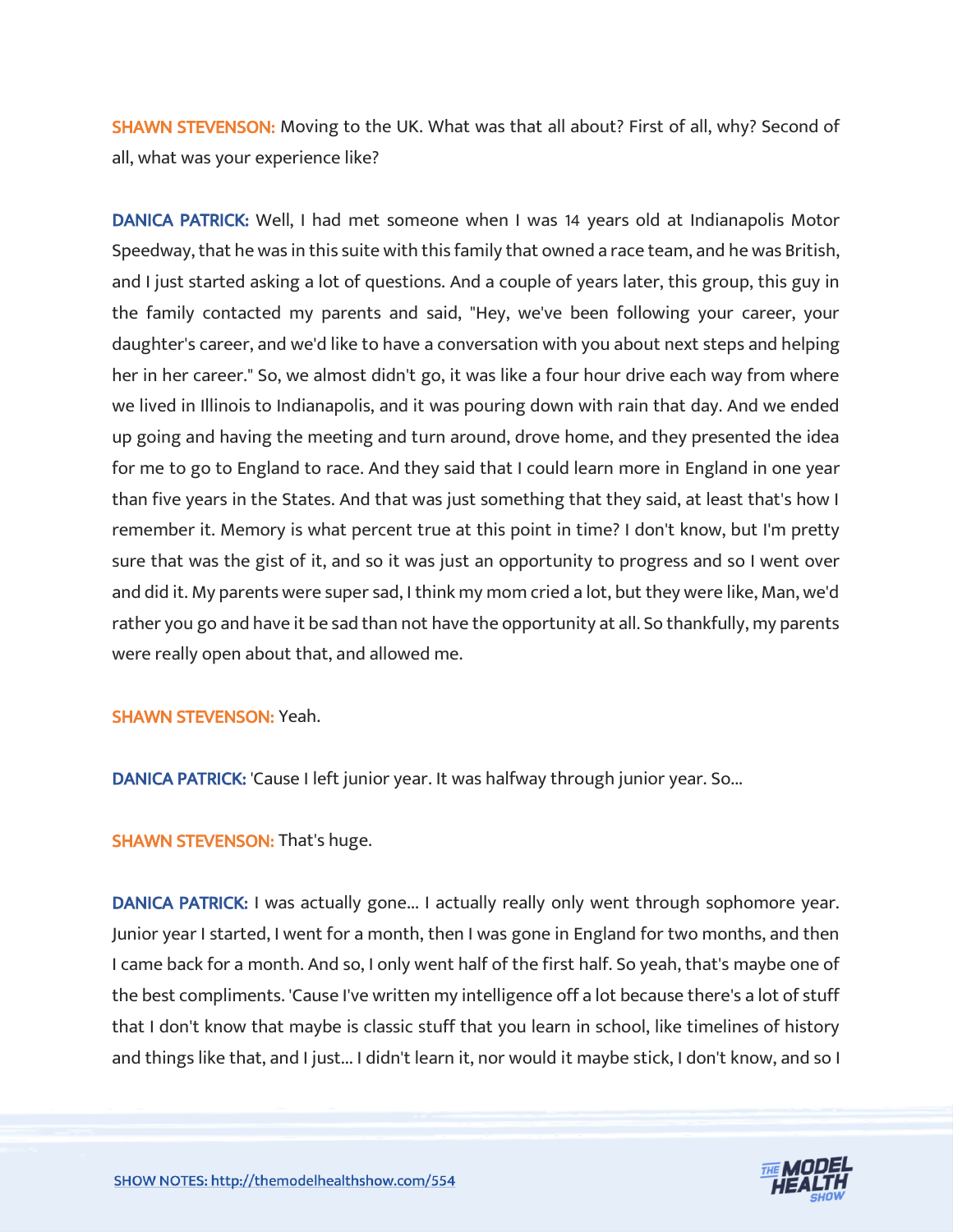**SHAWN STEVENSON:** Moving to the UK. What was that all about? First of all, why? Second of all, what was your experience like?

**DANICA PATRICK:** Well, I had met someone when I was 14 years old at Indianapolis Motor Speedway, that he was in this suite with this family that owned a race team, and he was British, and I just started asking a lot of questions. And a couple of years later, this group, this guy in the family contacted my parents and said, "Hey, we've been following your career, your daughter's career, and we'd like to have a conversation with you about next steps and helping her in her career." So, we almost didn't go, it was like a four hour drive each way from where we lived in Illinois to Indianapolis, and it was pouring down with rain that day. And we ended up going and having the meeting and turn around, drove home, and they presented the idea for me to go to England to race. And they said that I could learn more in England in one year than five years in the States. And that was just something that they said, at least that's how I remember it. Memory is what percent true at this point in time? I don't know, but I'm pretty sure that was the gist of it, and so it was just an opportunity to progress and so I went over and did it. My parents were super sad, I think my mom cried a lot, but they were like, Man, we'd rather you go and have it be sad than not have the opportunity at all. So thankfully, my parents were really open about that, and allowed me.

**SHAWN STEVENSON:** Yeah.

**DANICA PATRICK:** 'Cause I left junior year. It was halfway through junior year. So...

**SHAWN STEVENSON:** That's huge.

**DANICA PATRICK:** I was actually gone... I actually really only went through sophomore year. Junior year I started, I went for a month, then I was gone in England for two months, and then I came back for a month. And so, I only went half of the first half. So yeah, that's maybe one of the best compliments. 'Cause I've written my intelligence off a lot because there's a lot of stuff that I don't know that maybe is classic stuff that you learn in school, like timelines of history and things like that, and I just... I didn't learn it, nor would it maybe stick, I don't know, and so I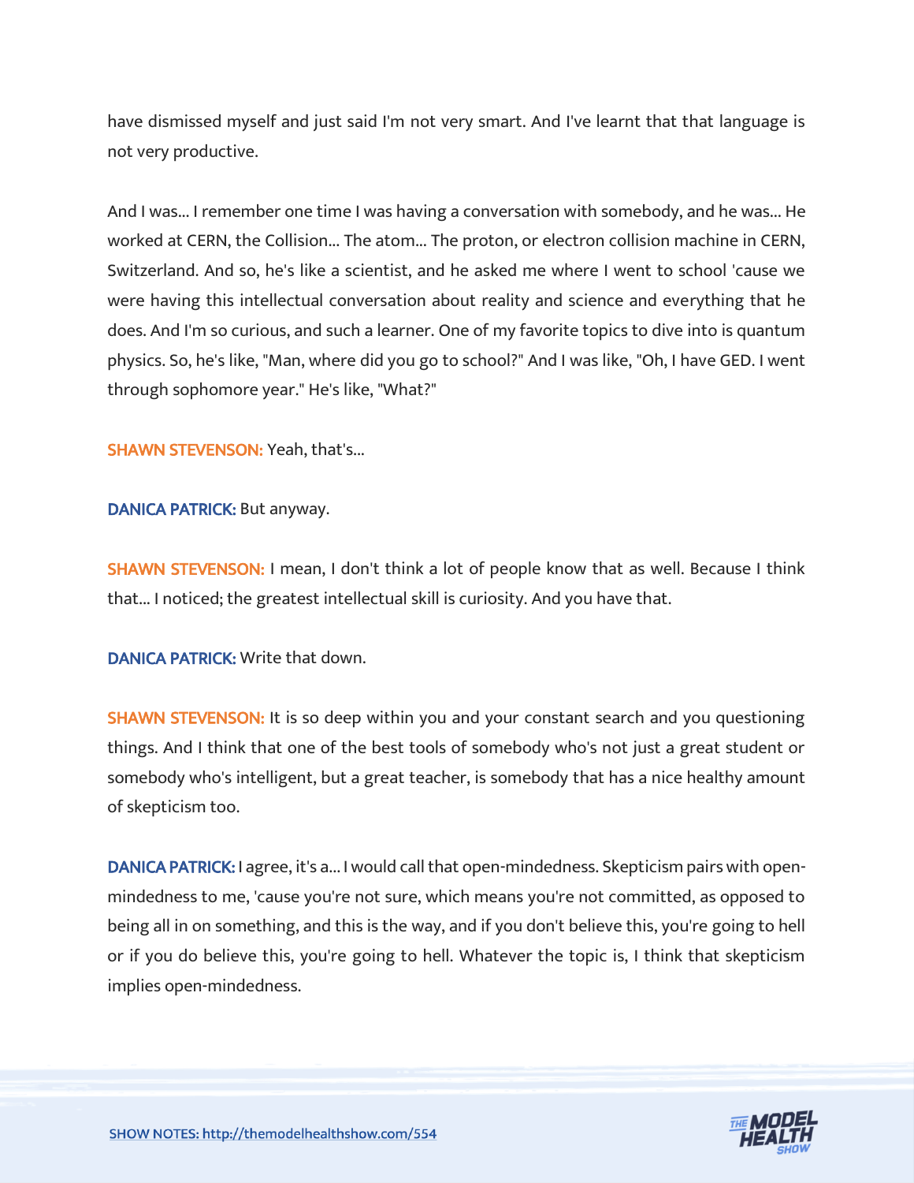have dismissed myself and just said I'm not very smart. And I've learnt that that language is not very productive.

And I was... I remember one time I was having a conversation with somebody, and he was... He worked at CERN, the Collision... The atom... The proton, or electron collision machine in CERN, Switzerland. And so, he's like a scientist, and he asked me where I went to school 'cause we were having this intellectual conversation about reality and science and everything that he does. And I'm so curious, and such a learner. One of my favorite topics to dive into is quantum physics. So, he's like, "Man, where did you go to school?" And I was like, "Oh, I have GED. I went through sophomore year." He's like, "What?"

**SHAWN STEVENSON:** Yeah, that's...

**DANICA PATRICK:** But anyway.

**SHAWN STEVENSON:** I mean, I don't think a lot of people know that as well. Because I think that... I noticed; the greatest intellectual skill is curiosity. And you have that.

**DANICA PATRICK:** Write that down.

**SHAWN STEVENSON:** It is so deep within you and your constant search and you questioning things. And I think that one of the best tools of somebody who's not just a great student or somebody who's intelligent, but a great teacher, is somebody that has a nice healthy amount of skepticism too.

**DANICA PATRICK:** I agree, it's a... I would call that open-mindedness. Skepticism pairs with open-mindedness to me, 'cause you're not sure, which means you're not committed, as opposed to being all in on something, and this is the way, and if you don't believe this, you're going to hell or if you do believe this, you're going to hell. Whatever the topic is, I think that skepticism implies open-mindedness.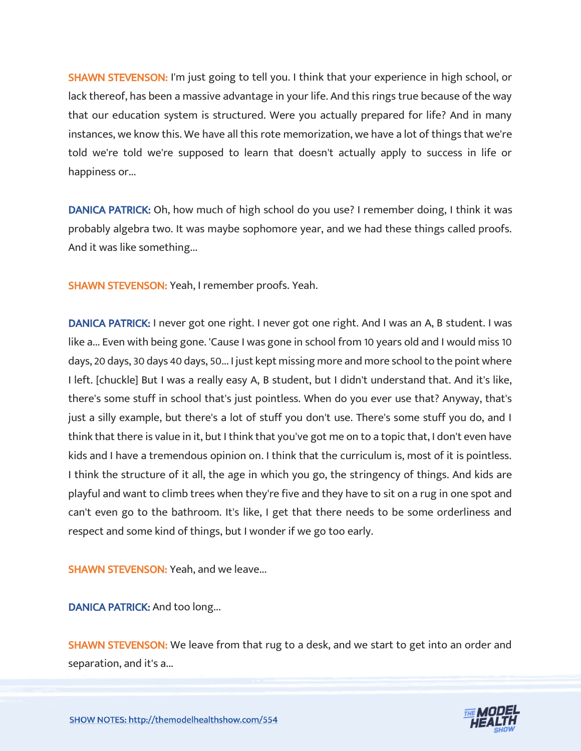**SHAWN STEVENSON:** I'm just going to tell you. I think that your experience in high school, or lack thereof, has been a massive advantage in your life. And this rings true because of the way that our education system is structured. Were you actually prepared for life? And in many instances, we know this. We have all this rote memorization, we have a lot of things that we're told we're told we're supposed to learn that doesn't actually apply to success in life or happiness or...

**DANICA PATRICK:** Oh, how much of high school do you use? I remember doing, I think it was probably algebra two. It was maybe sophomore year, and we had these things called proofs. And it was like something...

**SHAWN STEVENSON:** Yeah, I remember proofs. Yeah.

**DANICA PATRICK:** I never got one right. I never got one right. And I was an A, B student. I was like a... Even with being gone. 'Cause I was gone in school from 10 years old and I would miss 10 days, 20 days, 30 days 40 days, 50... I just kept missing more and more school to the point where I left. [chuckle] But I was a really easy A, B student, but I didn't understand that. And it's like, there's some stuff in school that's just pointless. When do you ever use that? Anyway, that's just a silly example, but there's a lot of stuff you don't use. There's some stuff you do, and I think that there is value in it, but I think that you've got me on to a topic that, I don't even have kids and I have a tremendous opinion on. I think that the curriculum is, most of it is pointless. I think the structure of it all, the age in which you go, the stringency of things. And kids are playful and want to climb trees when they're five and they have to sit on a rug in one spot and can't even go to the bathroom. It's like, I get that there needs to be some orderliness and respect and some kind of things, but I wonder if we go too early.

**SHAWN STEVENSON:** Yeah, and we leave...

**DANICA PATRICK:** And too long...

**SHAWN STEVENSON:** We leave from that rug to a desk, and we start to get into an order and separation, and it's a...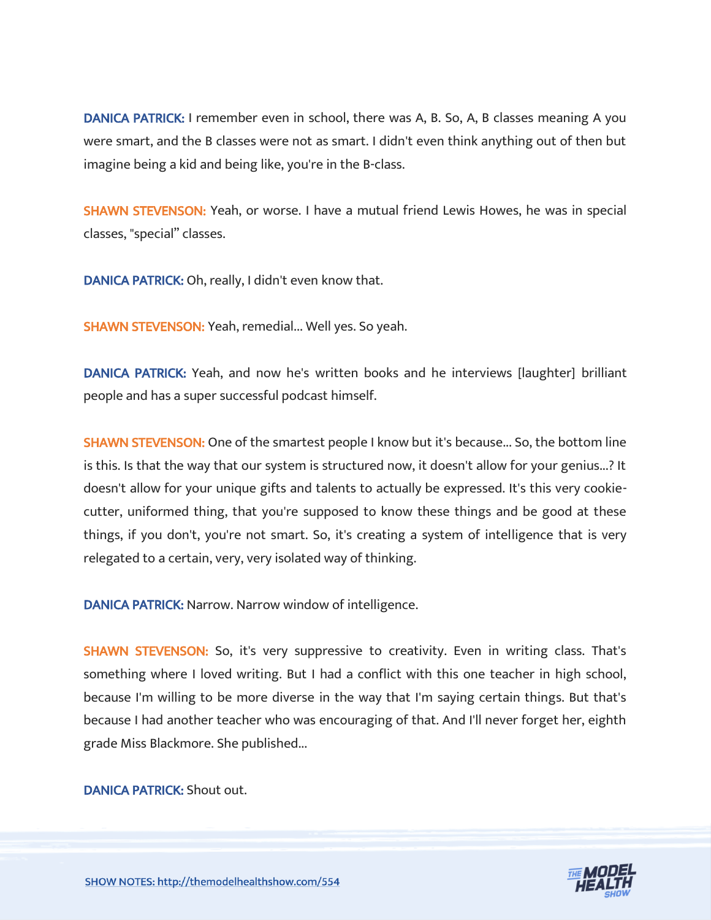**DANICA PATRICK:** I remember even in school, there was A, B. So, A, B classes meaning A you were smart, and the B classes were not as smart. I didn't even think anything out of then but imagine being a kid and being like, you're in the B-class.

**SHAWN STEVENSON:** Yeah, or worse. I have a mutual friend Lewis Howes, he was in special classes, "special" classes.

**DANICA PATRICK:** Oh, really, I didn't even know that.

**SHAWN STEVENSON:** Yeah, remedial... Well yes. So yeah.

**DANICA PATRICK:** Yeah, and now he's written books and he interviews [laughter] brilliant people and has a super successful podcast himself.

**SHAWN STEVENSON:** One of the smartest people I know but it's because... So, the bottom line is this. Is that the way that our system is structured now, it doesn't allow for your genius...? It doesn't allow for your unique gifts and talents to actually be expressed. It's this very cookie-cutter, uniformed thing, that you're supposed to know these things and be good at these things, if you don't, you're not smart. So, it's creating a system of intelligence that is very relegated to a certain, very, very isolated way of thinking.

**DANICA PATRICK:** Narrow. Narrow window of intelligence.

**SHAWN STEVENSON:** So, it's very suppressive to creativity. Even in writing class. That's something where I loved writing. But I had a conflict with this one teacher in high school, because I'm willing to be more diverse in the way that I'm saying certain things. But that's because I had another teacher who was encouraging of that. And I'll never forget her, eighth grade Miss Blackmore. She published...

**DANICA PATRICK:** Shout out.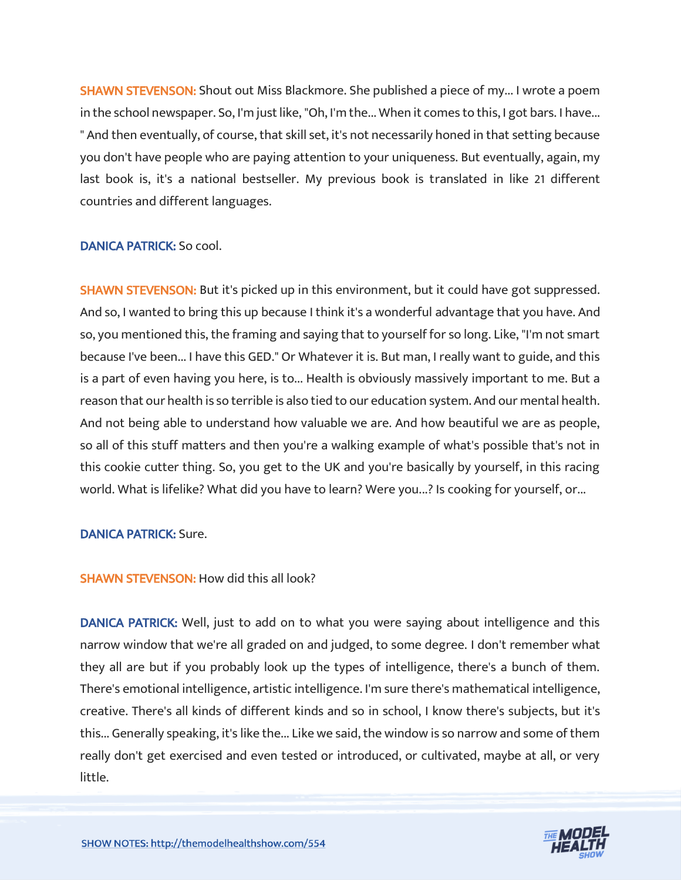**SHAWN STEVENSON:** Shout out Miss Blackmore. She published a piece of my... I wrote a poem in the school newspaper. So, I'm just like, "Oh, I'm the... When it comes to this, I got bars. I have... " And then eventually, of course, that skill set, it's not necessarily honed in that setting because you don't have people who are paying attention to your uniqueness. But eventually, again, my last book is, it's a national bestseller. My previous book is translated in like 21 different countries and different languages.

**DANICA PATRICK:** So cool.

**SHAWN STEVENSON:** But it's picked up in this environment, but it could have got suppressed. And so, I wanted to bring this up because I think it's a wonderful advantage that you have. And so, you mentioned this, the framing and saying that to yourself for so long. Like, "I'm not smart because I've been... I have this GED." Or Whatever it is. But man, I really want to guide, and this is a part of even having you here, is to... Health is obviously massively important to me. But a reason that our health is so terrible is also tied to our education system. And our mental health. And not being able to understand how valuable we are. And how beautiful we are as people, so all of this stuff matters and then you're a walking example of what's possible that's not in this cookie cutter thing. So, you get to the UK and you're basically by yourself, in this racing world. What is lifelike? What did you have to learn? Were you...? Is cooking for yourself, or...

**DANICA PATRICK:** Sure.

**SHAWN STEVENSON:** How did this all look?

**DANICA PATRICK:** Well, just to add on to what you were saying about intelligence and this narrow window that we're all graded on and judged, to some degree. I don't remember what they all are but if you probably look up the types of intelligence, there's a bunch of them. There's emotional intelligence, artistic intelligence. I'm sure there's mathematical intelligence, creative. There's all kinds of different kinds and so in school, I know there's subjects, but it's this... Generally speaking, it's like the... Like we said, the window is so narrow and some of them really don't get exercised and even tested or introduced, or cultivated, maybe at all, or very little.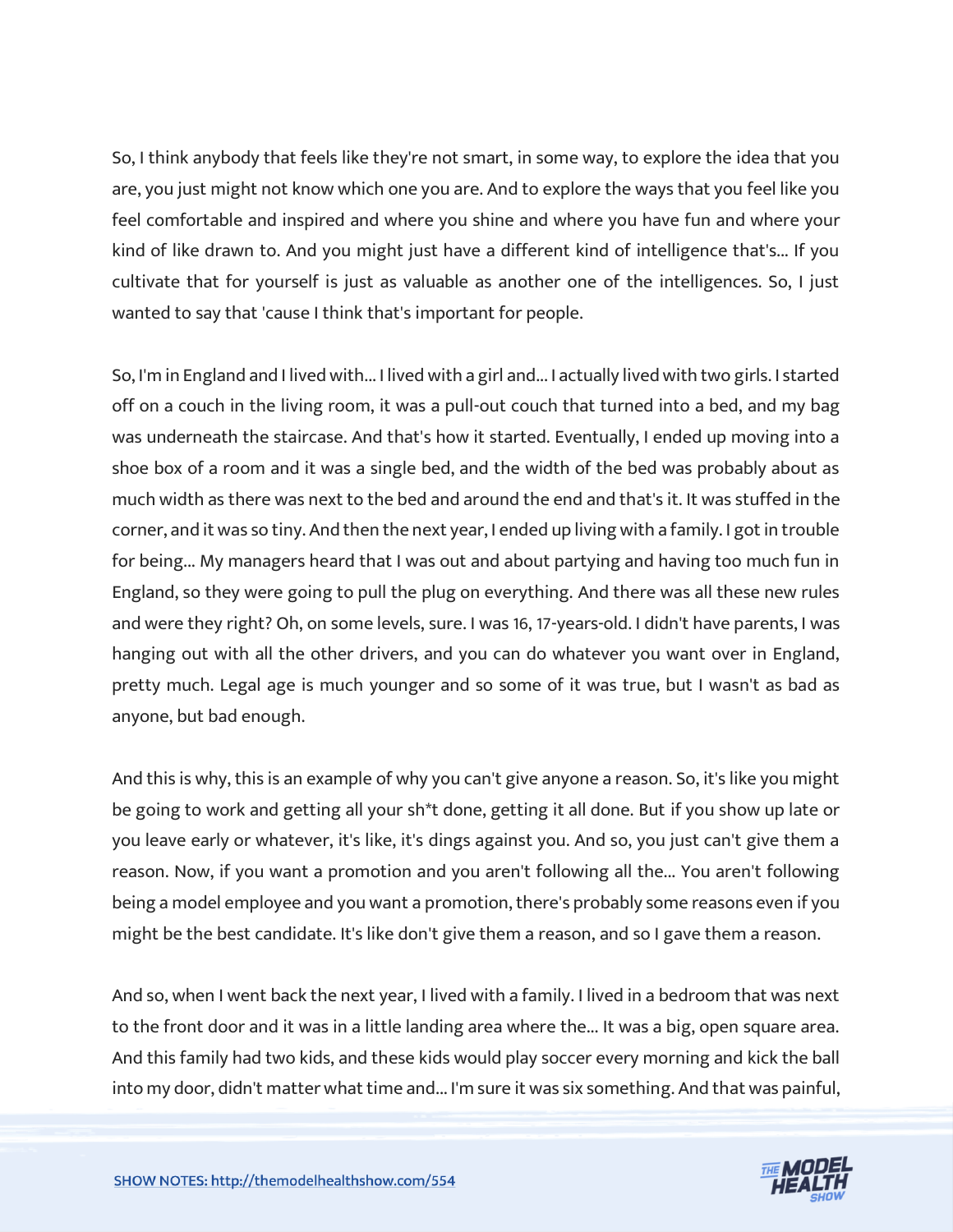So, I think anybody that feels like they're not smart, in some way, to explore the idea that you are, you just might not know which one you are. And to explore the ways that you feel like you feel comfortable and inspired and where you shine and where you have fun and where your kind of like drawn to. And you might just have a different kind of intelligence that's... If you cultivate that for yourself is just as valuable as another one of the intelligences. So, I just wanted to say that 'cause I think that's important for people.

So, I'm in England and I lived with... I lived with a girl and... I actually lived with two girls. I started off on a couch in the living room, it was a pull-out couch that turned into a bed, and my bag was underneath the staircase. And that's how it started. Eventually, I ended up moving into a shoe box of a room and it was a single bed, and the width of the bed was probably about as much width as there was next to the bed and around the end and that's it. It was stuffed in the corner, and it was so tiny. And then the next year, I ended up living with a family. I got in trouble for being... My managers heard that I was out and about partying and having too much fun in England, so they were going to pull the plug on everything. And there was all these new rules and were they right? Oh, on some levels, sure. I was 16, 17-years-old. I didn't have parents, I was hanging out with all the other drivers, and you can do whatever you want over in England, pretty much. Legal age is much younger and so some of it was true, but I wasn't as bad as anyone, but bad enough.

And this is why, this is an example of why you can't give anyone a reason. So, it's like you might be going to work and getting all your sh*t done, getting it all done. But if you show up late or you leave early or whatever, it's like, it's dings against you. And so, you just can't give them a reason. Now, if you want a promotion and you aren't following all the... You aren't following being a model employee and you want a promotion, there's probably some reasons even if you might be the best candidate. It's like don't give them a reason, and so I gave them a reason.

And so, when I went back the next year, I lived with a family. I lived in a bedroom that was next to the front door and it was in a little landing area where the... It was a big, open square area. And this family had two kids, and these kids would play soccer every morning and kick the ball into my door, didn't matter what time and... I'm sure it was six something. And that was painful,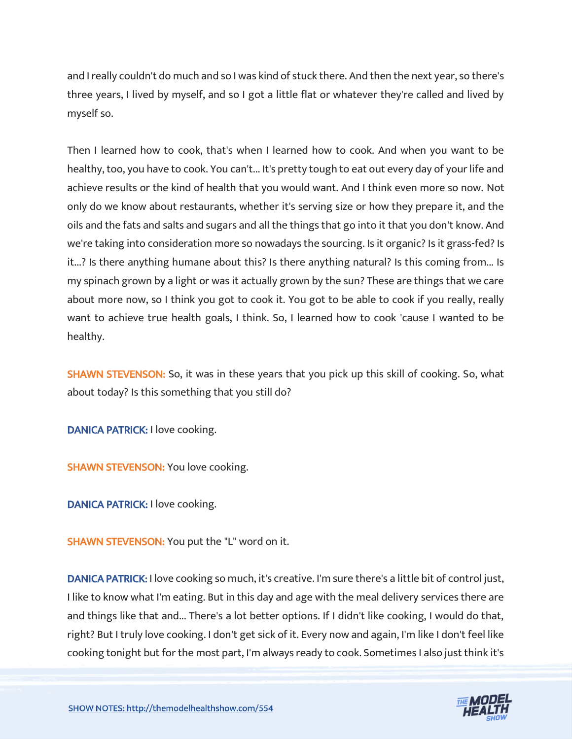and I really couldn't do much and so I was kind of stuck there. And then the next year, so there's three years, I lived by myself, and so I got a little flat or whatever they're called and lived by myself so.

Then I learned how to cook, that's when I learned how to cook. And when you want to be healthy, too, you have to cook. You can't... It's pretty tough to eat out every day of your life and achieve results or the kind of health that you would want. And I think even more so now. Not only do we know about restaurants, whether it's serving size or how they prepare it, and the oils and the fats and salts and sugars and all the things that go into it that you don't know. And we're taking into consideration more so nowadays the sourcing. Is it organic? Is it grass-fed? Is it...? Is there anything humane about this? Is there anything natural? Is this coming from... Is my spinach grown by a light or was it actually grown by the sun? These are things that we care about more now, so I think you got to cook it. You got to be able to cook if you really, really want to achieve true health goals, I think. So, I learned how to cook 'cause I wanted to be healthy.

**SHAWN STEVENSON:** So, it was in these years that you pick up this skill of cooking. So, what about today? Is this something that you still do?

**DANICA PATRICK:** I love cooking.

**SHAWN STEVENSON:** You love cooking.

**DANICA PATRICK:** I love cooking.

**SHAWN STEVENSON:** You put the "L" word on it.

**DANICA PATRICK:** I love cooking so much, it's creative. I'm sure there's a little bit of control just, I like to know what I'm eating. But in this day and age with the meal delivery services there are and things like that and... There's a lot better options. If I didn't like cooking, I would do that, right? But I truly love cooking. I don't get sick of it. Every now and again, I'm like I don't feel like cooking tonight but for the most part, I'm always ready to cook. Sometimes I also just think it's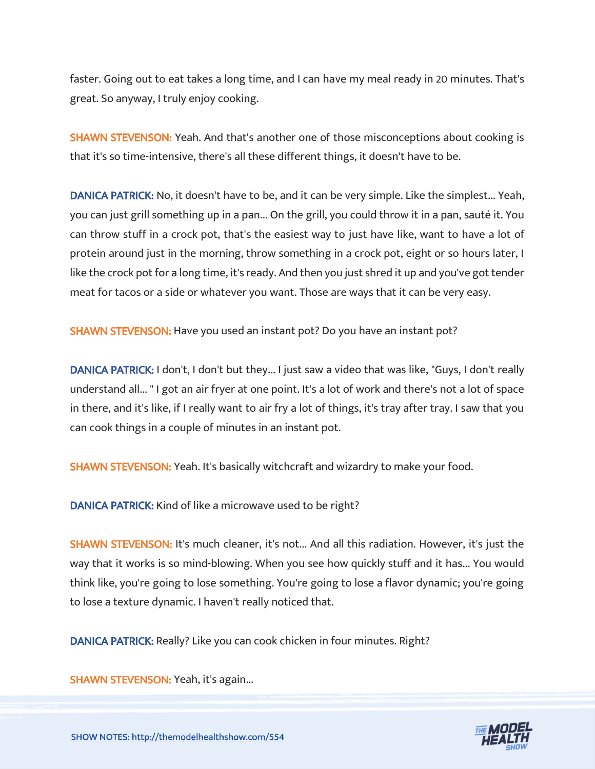faster. Going out to eat takes a long time, and I can have my meal ready in 20 minutes. That's great. So anyway, I truly enjoy cooking.

**SHAWN STEVENSON:** Yeah. And that's another one of those misconceptions about cooking is that it's so time-intensive, there's all these different things, it doesn't have to be.

**DANICA PATRICK:** No, it doesn't have to be, and it can be very simple. Like the simplest... Yeah, you can just grill something up in a pan... On the grill, you could throw it in a pan, sauté it. You can throw stuff in a crock pot, that's the easiest way to just have like, want to have a lot of protein around just in the morning, throw something in a crock pot, eight or so hours later, I like the crock pot for a long time, it's ready. And then you just shred it up and you've got tender meat for tacos or a side or whatever you want. Those are ways that it can be very easy.

**SHAWN STEVENSON:** Have you used an instant pot? Do you have an instant pot?

**DANICA PATRICK:** I don't, I don't but they... I just saw a video that was like, "Guys, I don't really understand all... " I got an air fryer at one point. It's a lot of work and there's not a lot of space in there, and it's like, if I really want to air fry a lot of things, it's tray after tray. I saw that you can cook things in a couple of minutes in an instant pot.

**SHAWN STEVENSON:** Yeah. It's basically witchcraft and wizardry to make your food.

**DANICA PATRICK:** Kind of like a microwave used to be right?

**SHAWN STEVENSON:** It's much cleaner, it's not... And all this radiation. However, it's just the way that it works is so mind-blowing. When you see how quickly stuff and it has... You would think like, you're going to lose something. You're going to lose a flavor dynamic; you're going to lose a texture dynamic. I haven't really noticed that.

**DANICA PATRICK:** Really? Like you can cook chicken in four minutes. Right?

**SHAWN STEVENSON:** Yeah, it's again...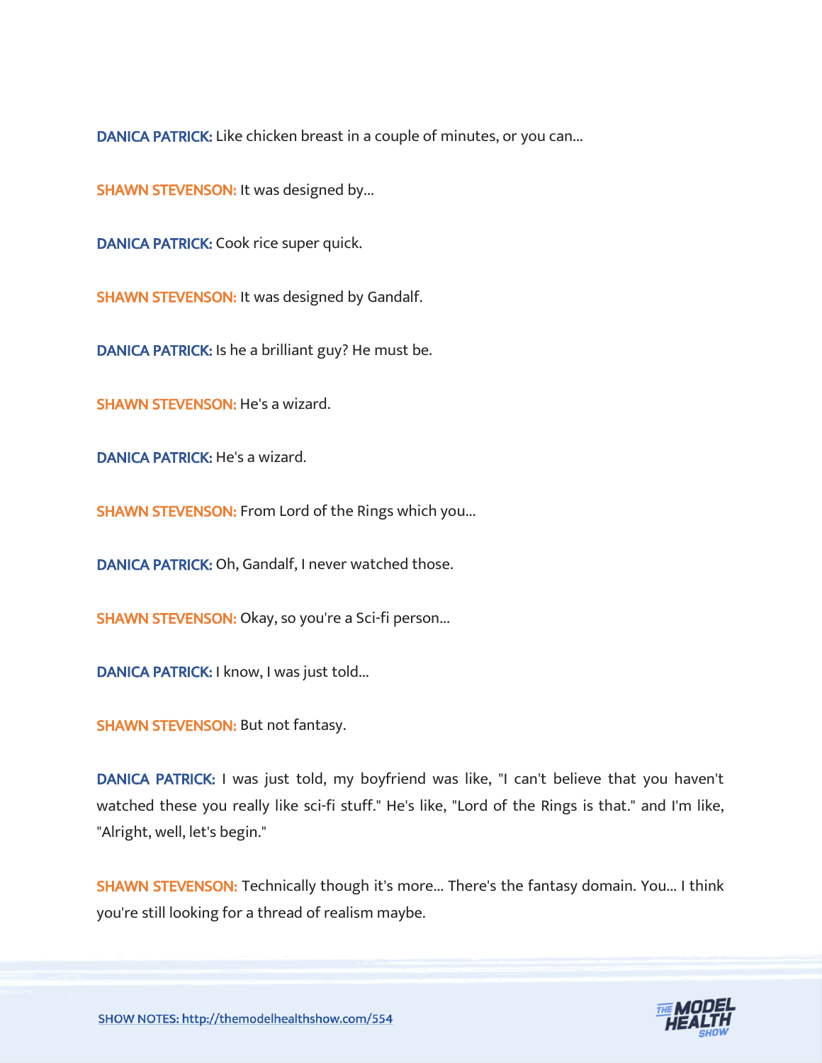**DANICA PATRICK:** Like chicken breast in a couple of minutes, or you can...

**SHAWN STEVENSON:** It was designed by...

**DANICA PATRICK:** Cook rice super quick.

**SHAWN STEVENSON:** It was designed by Gandalf.

**DANICA PATRICK:** Is he a brilliant guy? He must be.

**SHAWN STEVENSON:** He's a wizard.

**DANICA PATRICK:** He's a wizard.

**SHAWN STEVENSON:** From Lord of the Rings which you...

**DANICA PATRICK:** Oh, Gandalf, I never watched those.

**SHAWN STEVENSON:** Okay, so you're a Sci-fi person...

**DANICA PATRICK:** I know, I was just told...

**SHAWN STEVENSON:** But not fantasy.

**DANICA PATRICK:** I was just told, my boyfriend was like, "I can't believe that you haven't watched these you really like sci-fi stuff." He's like, "Lord of the Rings is that." and I'm like, "Alright, well, let's begin."

**SHAWN STEVENSON:** Technically though it's more... There's the fantasy domain. You... I think you're still looking for a thread of realism maybe.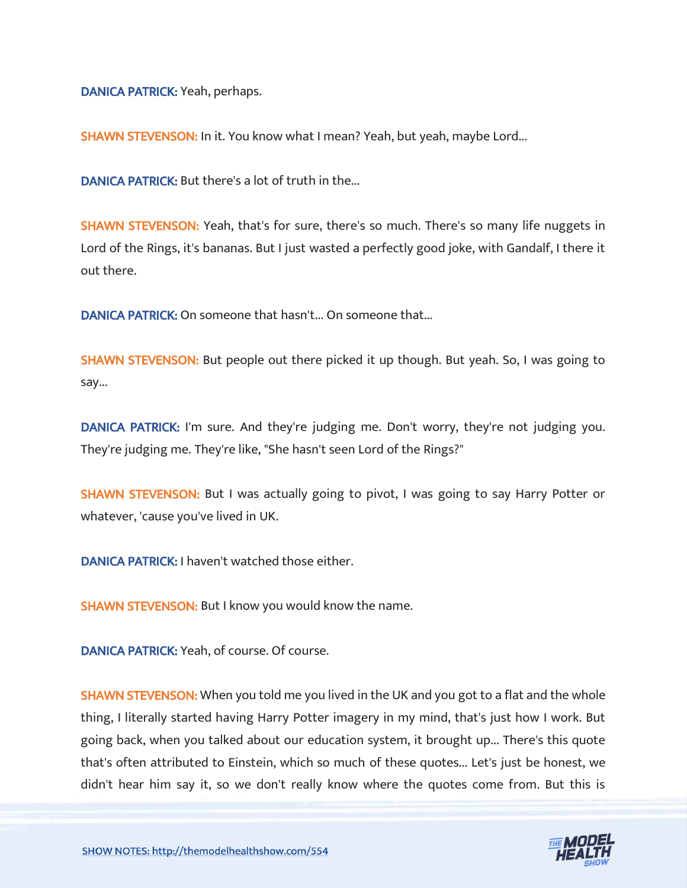**DANICA PATRICK:** Yeah, perhaps.

**SHAWN STEVENSON:** In it. You know what I mean? Yeah, but yeah, maybe Lord...

**DANICA PATRICK:** But there's a lot of truth in the...

**SHAWN STEVENSON:** Yeah, that's for sure, there's so much. There's so many life nuggets in Lord of the Rings, it's bananas. But I just wasted a perfectly good joke, with Gandalf, I there it out there.

**DANICA PATRICK:** On someone that hasn't... On someone that...

**SHAWN STEVENSON:** But people out there picked it up though. But yeah. So, I was going to say...

**DANICA PATRICK:** I'm sure. And they're judging me. Don't worry, they're not judging you. They're judging me. They're like, "She hasn't seen Lord of the Rings?"

**SHAWN STEVENSON:** But I was actually going to pivot, I was going to say Harry Potter or whatever, 'cause you've lived in UK.

**DANICA PATRICK:** I haven't watched those either.

**SHAWN STEVENSON:** But I know you would know the name.

**DANICA PATRICK:** Yeah, of course. Of course.

**SHAWN STEVENSON:** When you told me you lived in the UK and you got to a flat and the whole thing, I literally started having Harry Potter imagery in my mind, that's just how I work. But going back, when you talked about our education system, it brought up... There's this quote that's often attributed to Einstein, which so much of these quotes... Let's just be honest, we didn't hear him say it, so we don't really know where the quotes come from. But this is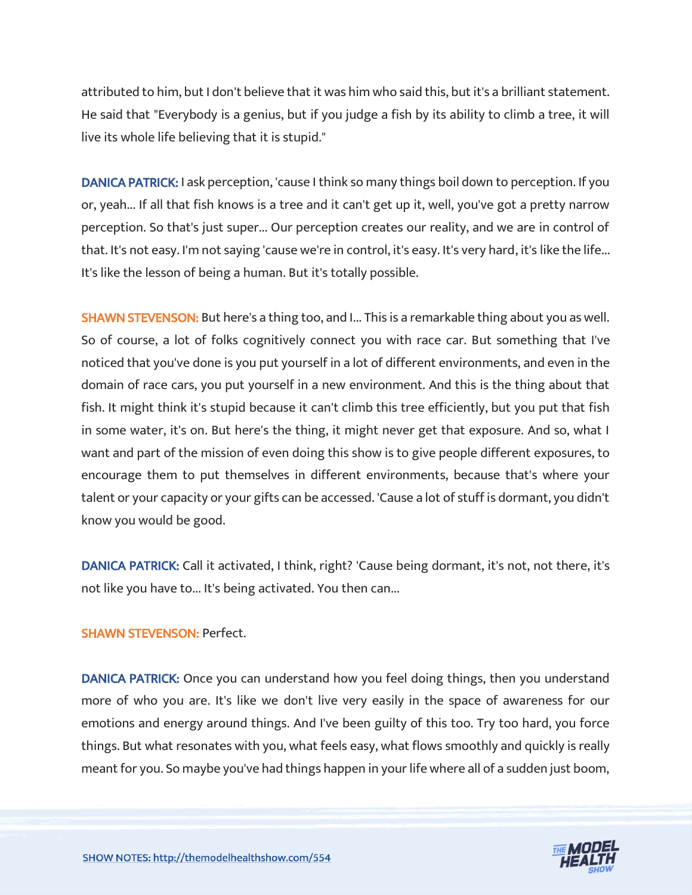attributed to him, but I don't believe that it was him who said this, but it's a brilliant statement. He said that "Everybody is a genius, but if you judge a fish by its ability to climb a tree, it will live its whole life believing that it is stupid."

**DANICA PATRICK:** I ask perception, 'cause I think so many things boil down to perception. If you or, yeah... If all that fish knows is a tree and it can't get up it, well, you've got a pretty narrow perception. So that's just super... Our perception creates our reality, and we are in control of that. It's not easy. I'm not saying 'cause we're in control, it's easy. It's very hard, it's like the life... It's like the lesson of being a human. But it's totally possible.

**SHAWN STEVENSON:** But here's a thing too, and I... This is a remarkable thing about you as well. So of course, a lot of folks cognitively connect you with race car. But something that I've noticed that you've done is you put yourself in a lot of different environments, and even in the domain of race cars, you put yourself in a new environment. And this is the thing about that fish. It might think it's stupid because it can't climb this tree efficiently, but you put that fish in some water, it's on. But here's the thing, it might never get that exposure. And so, what I want and part of the mission of even doing this show is to give people different exposures, to encourage them to put themselves in different environments, because that's where your talent or your capacity or your gifts can be accessed. 'Cause a lot of stuff is dormant, you didn't know you would be good.

**DANICA PATRICK:** Call it activated, I think, right? 'Cause being dormant, it's not, not there, it's not like you have to... It's being activated. You then can...

**SHAWN STEVENSON:** Perfect.

**DANICA PATRICK:** Once you can understand how you feel doing things, then you understand more of who you are. It's like we don't live very easily in the space of awareness for our emotions and energy around things. And I've been guilty of this too. Try too hard, you force things. But what resonates with you, what feels easy, what flows smoothly and quickly is really meant for you. So maybe you've had things happen in your life where all of a sudden just boom,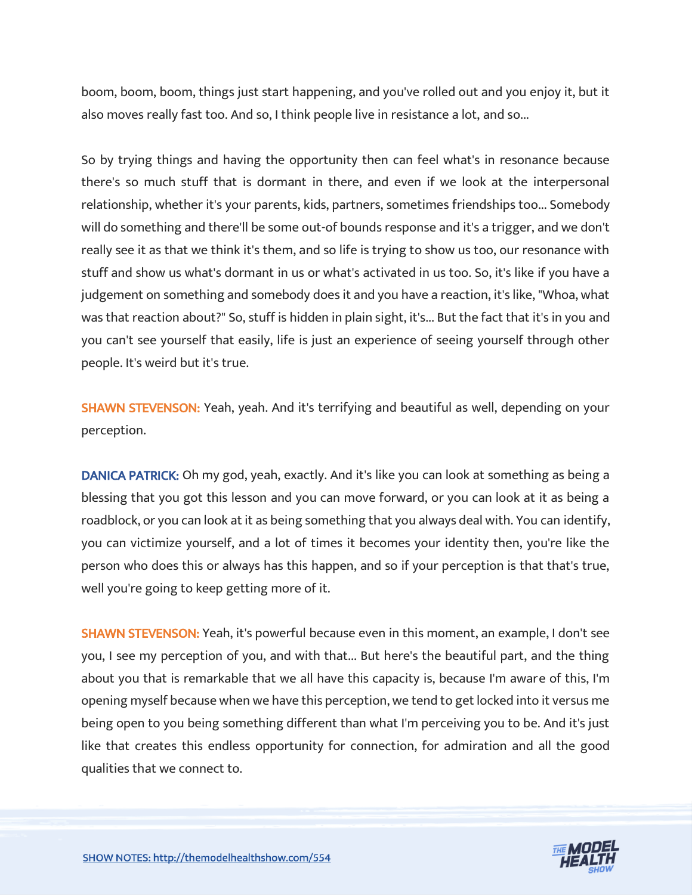boom, boom, boom, things just start happening, and you've rolled out and you enjoy it, but it also moves really fast too. And so, I think people live in resistance a lot, and so...

So by trying things and having the opportunity then can feel what's in resonance because there's so much stuff that is dormant in there, and even if we look at the interpersonal relationship, whether it's your parents, kids, partners, sometimes friendships too... Somebody will do something and there'll be some out-of bounds response and it's a trigger, and we don't really see it as that we think it's them, and so life is trying to show us too, our resonance with stuff and show us what's dormant in us or what's activated in us too. So, it's like if you have a judgement on something and somebody does it and you have a reaction, it's like, "Whoa, what was that reaction about?" So, stuff is hidden in plain sight, it's... But the fact that it's in you and you can't see yourself that easily, life is just an experience of seeing yourself through other people. It's weird but it's true.

**SHAWN STEVENSON:** Yeah, yeah. And it's terrifying and beautiful as well, depending on your perception.

**DANICA PATRICK:** Oh my god, yeah, exactly. And it's like you can look at something as being a blessing that you got this lesson and you can move forward, or you can look at it as being a roadblock, or you can look at it as being something that you always deal with. You can identify, you can victimize yourself, and a lot of times it becomes your identity then, you're like the person who does this or always has this happen, and so if your perception is that that's true, well you're going to keep getting more of it.

**SHAWN STEVENSON:** Yeah, it's powerful because even in this moment, an example, I don't see you, I see my perception of you, and with that... But here's the beautiful part, and the thing about you that is remarkable that we all have this capacity is, because I'm aware of this, I'm opening myself because when we have this perception, we tend to get locked into it versus me being open to you being something different than what I'm perceiving you to be. And it's just like that creates this endless opportunity for connection, for admiration and all the good qualities that we connect to.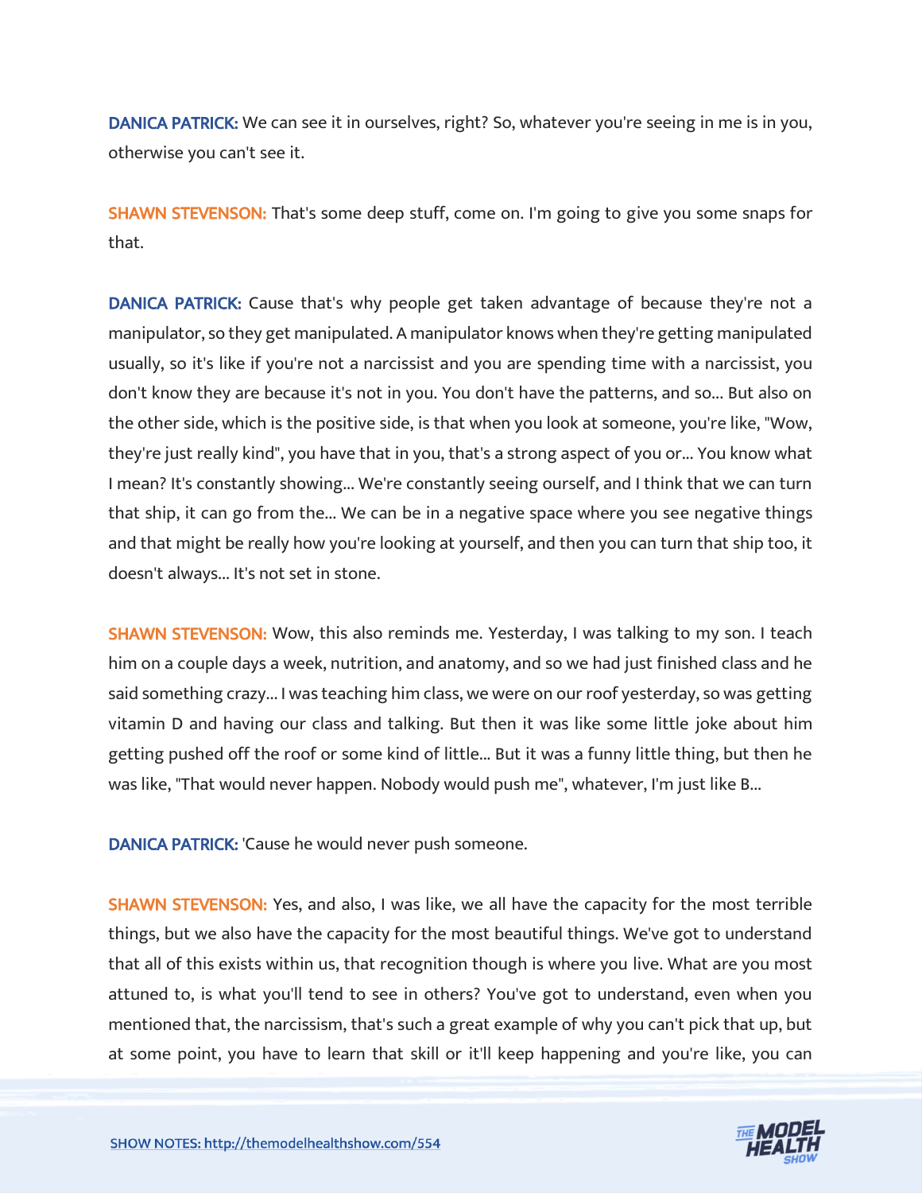**DANICA PATRICK:** We can see it in ourselves, right? So, whatever you're seeing in me is in you, otherwise you can't see it.

**SHAWN STEVENSON:** That's some deep stuff, come on. I'm going to give you some snaps for that.

**DANICA PATRICK:** Cause that's why people get taken advantage of because they're not a manipulator, so they get manipulated. A manipulator knows when they're getting manipulated usually, so it's like if you're not a narcissist and you are spending time with a narcissist, you don't know they are because it's not in you. You don't have the patterns, and so... But also on the other side, which is the positive side, is that when you look at someone, you're like, "Wow, they're just really kind", you have that in you, that's a strong aspect of you or... You know what I mean? It's constantly showing... We're constantly seeing ourself, and I think that we can turn that ship, it can go from the... We can be in a negative space where you see negative things and that might be really how you're looking at yourself, and then you can turn that ship too, it doesn't always... It's not set in stone.

**SHAWN STEVENSON:** Wow, this also reminds me. Yesterday, I was talking to my son. I teach him on a couple days a week, nutrition, and anatomy, and so we had just finished class and he said something crazy... I was teaching him class, we were on our roof yesterday, so was getting vitamin D and having our class and talking. But then it was like some little joke about him getting pushed off the roof or some kind of little... But it was a funny little thing, but then he was like, "That would never happen. Nobody would push me", whatever, I'm just like B...

**DANICA PATRICK:** 'Cause he would never push someone.

**SHAWN STEVENSON:** Yes, and also, I was like, we all have the capacity for the most terrible things, but we also have the capacity for the most beautiful things. We've got to understand that all of this exists within us, that recognition though is where you live. What are you most attuned to, is what you'll tend to see in others? You've got to understand, even when you mentioned that, the narcissism, that's such a great example of why you can't pick that up, but at some point, you have to learn that skill or it'll keep happening and you're like, you can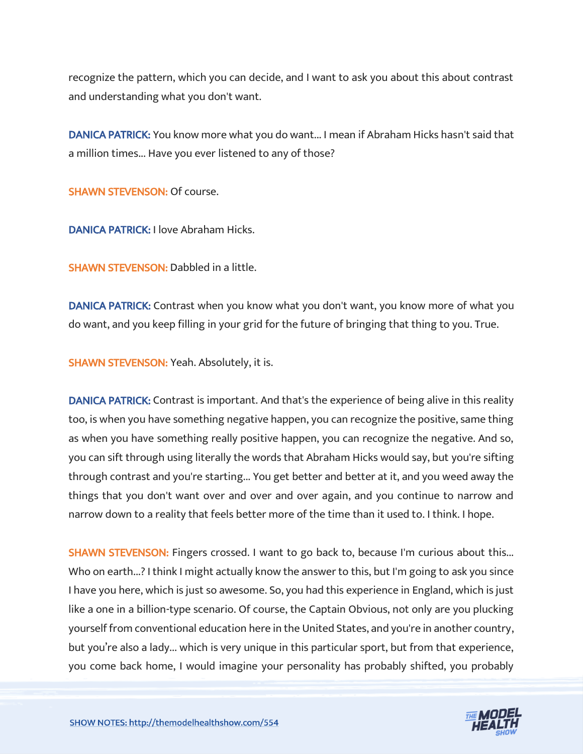recognize the pattern, which you can decide, and I want to ask you about this about contrast and understanding what you don't want.

**DANICA PATRICK:** You know more what you do want... I mean if Abraham Hicks hasn't said that a million times... Have you ever listened to any of those?

**SHAWN STEVENSON:** Of course.

**DANICA PATRICK:** I love Abraham Hicks.

**SHAWN STEVENSON:** Dabbled in a little.

**DANICA PATRICK:** Contrast when you know what you don't want, you know more of what you do want, and you keep filling in your grid for the future of bringing that thing to you. True.

**SHAWN STEVENSON:** Yeah. Absolutely, it is.

**DANICA PATRICK:** Contrast is important. And that's the experience of being alive in this reality too, is when you have something negative happen, you can recognize the positive, same thing as when you have something really positive happen, you can recognize the negative. And so, you can sift through using literally the words that Abraham Hicks would say, but you're sifting through contrast and you're starting... You get better and better at it, and you weed away the things that you don't want over and over and over again, and you continue to narrow and narrow down to a reality that feels better more of the time than it used to. I think. I hope.

**SHAWN STEVENSON:** Fingers crossed. I want to go back to, because I'm curious about this... Who on earth...? I think I might actually know the answer to this, but I'm going to ask you since I have you here, which is just so awesome. So, you had this experience in England, which is just like a one in a billion-type scenario. Of course, the Captain Obvious, not only are you plucking yourself from conventional education here in the United States, and you're in another country, but you're also a lady... which is very unique in this particular sport, but from that experience, you come back home, I would imagine your personality has probably shifted, you probably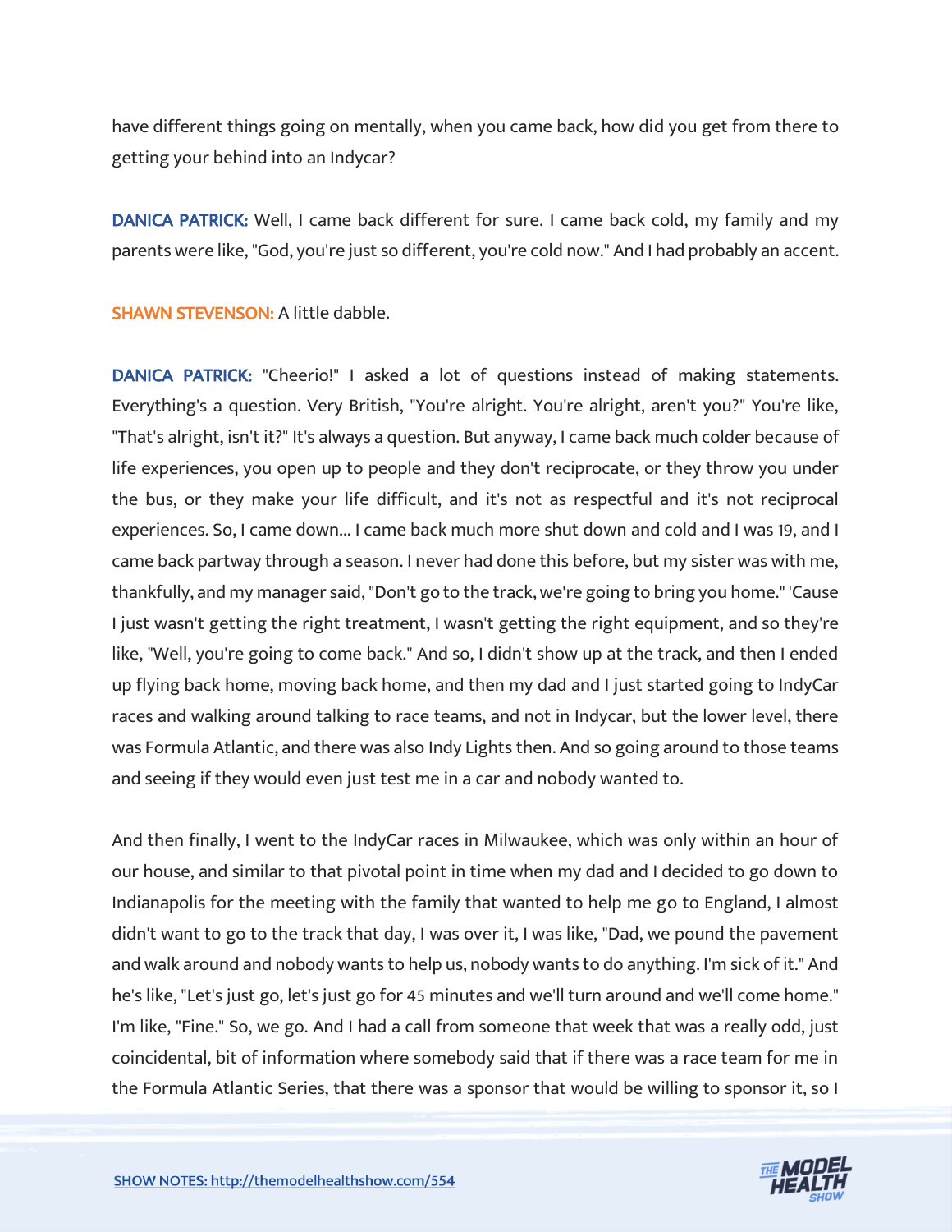have different things going on mentally, when you came back, how did you get from there to getting your behind into an Indycar?

**DANICA PATRICK:** Well, I came back different for sure. I came back cold, my family and my parents were like, "God, you're just so different, you're cold now." And I had probably an accent.

**SHAWN STEVENSON:** A little dabble.

**DANICA PATRICK:** "Cheerio!" I asked a lot of questions instead of making statements. Everything's a question. Very British, "You're alright. You're alright, aren't you?" You're like, "That's alright, isn't it?" It's always a question. But anyway, I came back much colder because of life experiences, you open up to people and they don't reciprocate, or they throw you under the bus, or they make your life difficult, and it's not as respectful and it's not reciprocal experiences. So, I came down... I came back much more shut down and cold and I was 19, and I came back partway through a season. I never had done this before, but my sister was with me, thankfully, and my manager said, "Don't go to the track, we're going to bring you home." 'Cause I just wasn't getting the right treatment, I wasn't getting the right equipment, and so they're like, "Well, you're going to come back." And so, I didn't show up at the track, and then I ended up flying back home, moving back home, and then my dad and I just started going to IndyCar races and walking around talking to race teams, and not in Indycar, but the lower level, there was Formula Atlantic, and there was also Indy Lights then. And so going around to those teams and seeing if they would even just test me in a car and nobody wanted to.

And then finally, I went to the IndyCar races in Milwaukee, which was only within an hour of our house, and similar to that pivotal point in time when my dad and I decided to go down to Indianapolis for the meeting with the family that wanted to help me go to England, I almost didn't want to go to the track that day, I was over it, I was like, "Dad, we pound the pavement and walk around and nobody wants to help us, nobody wants to do anything. I'm sick of it." And he's like, "Let's just go, let's just go for 45 minutes and we'll turn around and we'll come home." I'm like, "Fine." So, we go. And I had a call from someone that week that was a really odd, just coincidental, bit of information where somebody said that if there was a race team for me in the Formula Atlantic Series, that there was a sponsor that would be willing to sponsor it, so I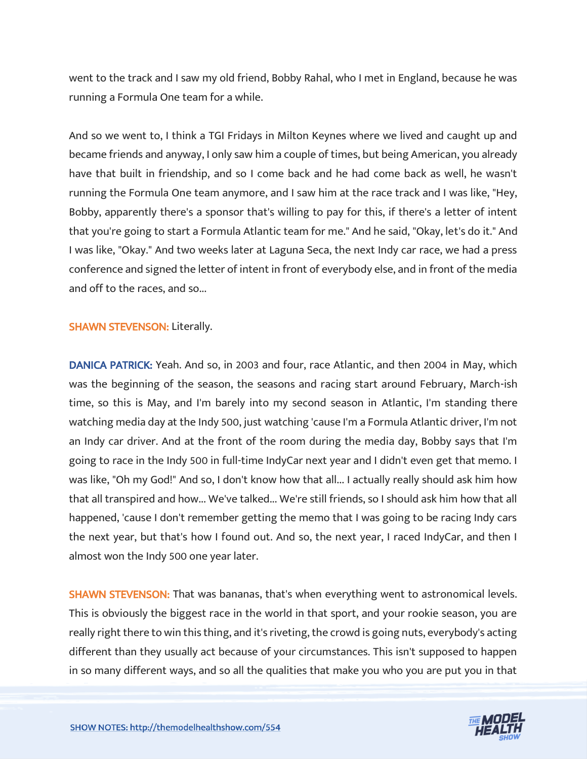went to the track and I saw my old friend, Bobby Rahal, who I met in England, because he was running a Formula One team for a while.

And so we went to, I think a TGI Fridays in Milton Keynes where we lived and caught up and became friends and anyway, I only saw him a couple of times, but being American, you already have that built in friendship, and so I come back and he had come back as well, he wasn't running the Formula One team anymore, and I saw him at the race track and I was like, "Hey, Bobby, apparently there's a sponsor that's willing to pay for this, if there's a letter of intent that you're going to start a Formula Atlantic team for me." And he said, "Okay, let's do it." And I was like, "Okay." And two weeks later at Laguna Seca, the next Indy car race, we had a press conference and signed the letter of intent in front of everybody else, and in front of the media and off to the races, and so...

**SHAWN STEVENSON:** Literally.

**DANICA PATRICK:** Yeah. And so, in 2003 and four, race Atlantic, and then 2004 in May, which was the beginning of the season, the seasons and racing start around February, March-ish time, so this is May, and I'm barely into my second season in Atlantic, I'm standing there watching media day at the Indy 500, just watching 'cause I'm a Formula Atlantic driver, I'm not an Indy car driver. And at the front of the room during the media day, Bobby says that I'm going to race in the Indy 500 in full-time IndyCar next year and I didn't even get that memo. I was like, "Oh my God!" And so, I don't know how that all... I actually really should ask him how that all transpired and how... We've talked... We're still friends, so I should ask him how that all happened, 'cause I don't remember getting the memo that I was going to be racing Indy cars the next year, but that's how I found out. And so, the next year, I raced IndyCar, and then I almost won the Indy 500 one year later.

**SHAWN STEVENSON:** That was bananas, that's when everything went to astronomical levels. This is obviously the biggest race in the world in that sport, and your rookie season, you are really right there to win this thing, and it's riveting, the crowd is going nuts, everybody's acting different than they usually act because of your circumstances. This isn't supposed to happen in so many different ways, and so all the qualities that make you who you are put you in that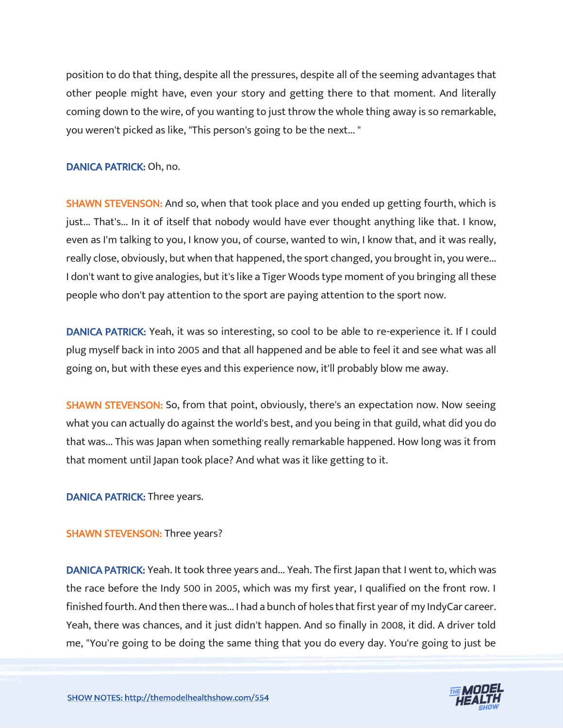position to do that thing, despite all the pressures, despite all of the seeming advantages that other people might have, even your story and getting there to that moment. And literally coming down to the wire, of you wanting to just throw the whole thing away is so remarkable, you weren't picked as like, "This person's going to be the next... "

**DANICA PATRICK:** Oh, no.

**SHAWN STEVENSON:** And so, when that took place and you ended up getting fourth, which is just... That's... In it of itself that nobody would have ever thought anything like that. I know, even as I'm talking to you, I know you, of course, wanted to win, I know that, and it was really, really close, obviously, but when that happened, the sport changed, you brought in, you were... I don't want to give analogies, but it's like a Tiger Woods type moment of you bringing all these people who don't pay attention to the sport are paying attention to the sport now.

**DANICA PATRICK:** Yeah, it was so interesting, so cool to be able to re-experience it. If I could plug myself back in into 2005 and that all happened and be able to feel it and see what was all going on, but with these eyes and this experience now, it'll probably blow me away.

**SHAWN STEVENSON:** So, from that point, obviously, there's an expectation now. Now seeing what you can actually do against the world's best, and you being in that guild, what did you do that was... This was Japan when something really remarkable happened. How long was it from that moment until Japan took place? And what was it like getting to it.

**DANICA PATRICK:** Three years.

**SHAWN STEVENSON:** Three years?

**DANICA PATRICK:** Yeah. It took three years and... Yeah. The first Japan that I went to, which was the race before the Indy 500 in 2005, which was my first year, I qualified on the front row. I finished fourth. And then there was... I had a bunch of holes that first year of my IndyCar career. Yeah, there was chances, and it just didn't happen. And so finally in 2008, it did. A driver told me, "You're going to be doing the same thing that you do every day. You're going to just be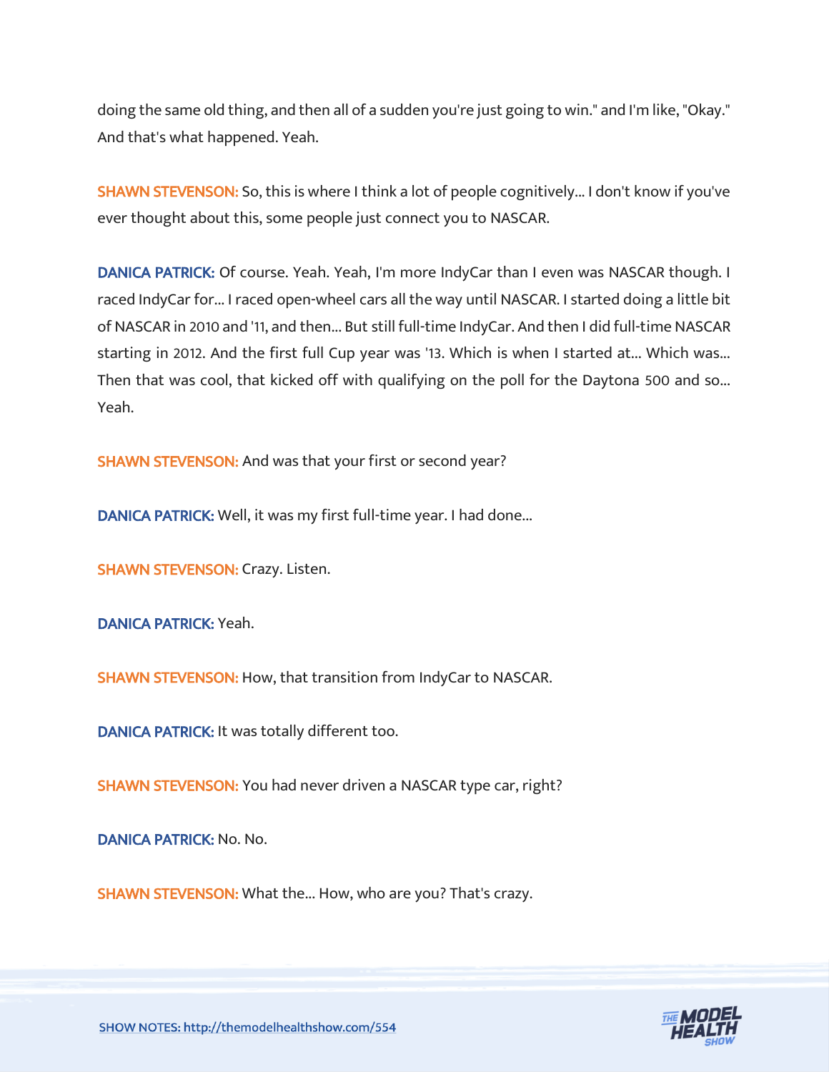doing the same old thing, and then all of a sudden you're just going to win." and I'm like, "Okay." And that's what happened. Yeah.

**SHAWN STEVENSON:** So, this is where I think a lot of people cognitively... I don't know if you've ever thought about this, some people just connect you to NASCAR.

**DANICA PATRICK:** Of course. Yeah. Yeah, I'm more IndyCar than I even was NASCAR though. I raced IndyCar for... I raced open-wheel cars all the way until NASCAR. I started doing a little bit of NASCAR in 2010 and '11, and then... But still full-time IndyCar. And then I did full-time NASCAR starting in 2012. And the first full Cup year was '13. Which is when I started at... Which was... Then that was cool, that kicked off with qualifying on the poll for the Daytona 500 and so... Yeah.

**SHAWN STEVENSON:** And was that your first or second year?

**DANICA PATRICK:** Well, it was my first full-time year. I had done...

**SHAWN STEVENSON:** Crazy. Listen.

**DANICA PATRICK:** Yeah.

**SHAWN STEVENSON:** How, that transition from IndyCar to NASCAR.

**DANICA PATRICK:** It was totally different too.

**SHAWN STEVENSON:** You had never driven a NASCAR type car, right?

**DANICA PATRICK:** No. No.

**SHAWN STEVENSON:** What the... How, who are you? That's crazy.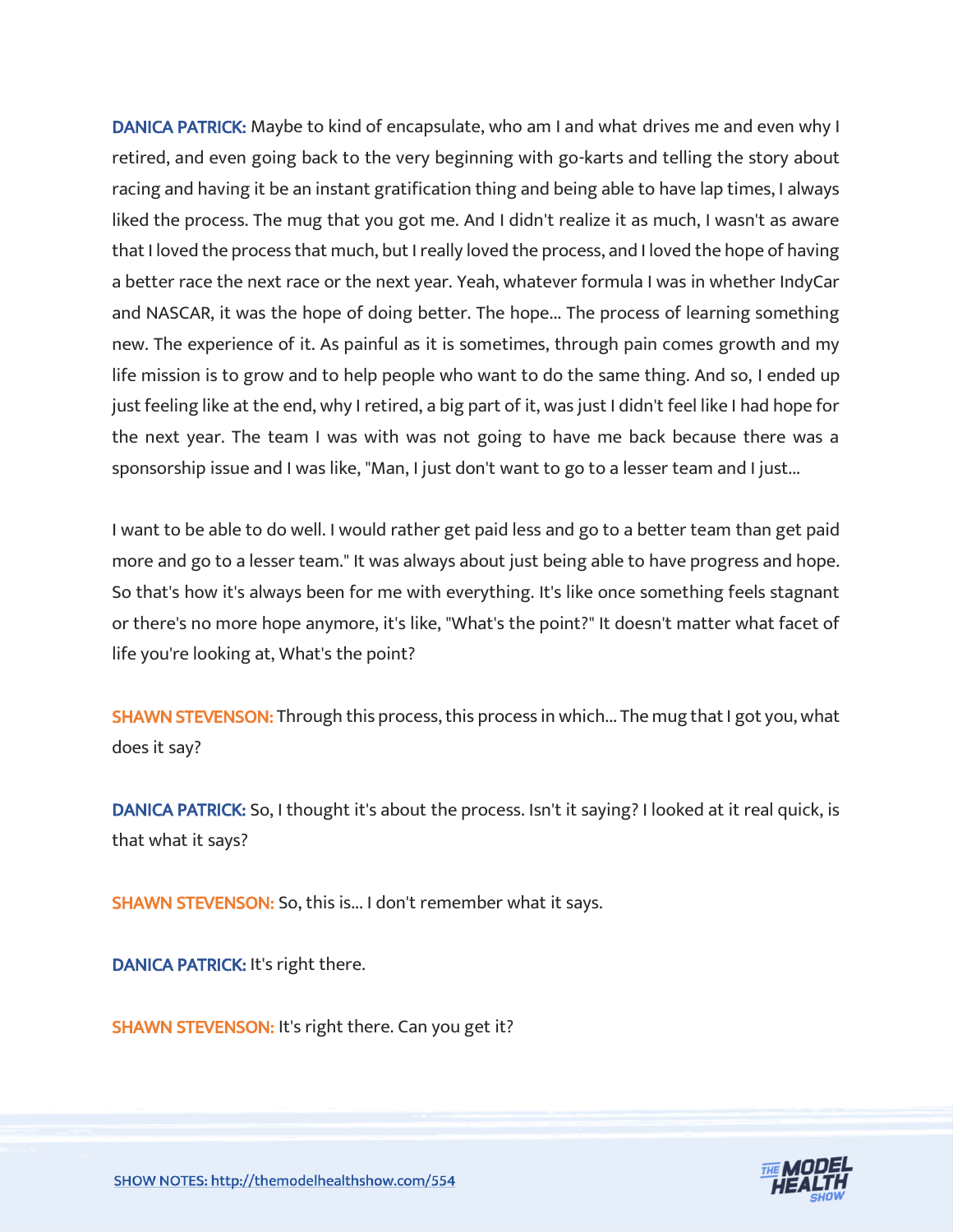**DANICA PATRICK:** Maybe to kind of encapsulate, who am I and what drives me and even why I retired, and even going back to the very beginning with go-karts and telling the story about racing and having it be an instant gratification thing and being able to have lap times, I always liked the process. The mug that you got me. And I didn't realize it as much, I wasn't as aware that I loved the process that much, but I really loved the process, and I loved the hope of having a better race the next race or the next year. Yeah, whatever formula I was in whether IndyCar and NASCAR, it was the hope of doing better. The hope... The process of learning something new. The experience of it. As painful as it is sometimes, through pain comes growth and my life mission is to grow and to help people who want to do the same thing. And so, I ended up just feeling like at the end, why I retired, a big part of it, was just I didn't feel like I had hope for the next year. The team I was with was not going to have me back because there was a sponsorship issue and I was like, "Man, I just don't want to go to a lesser team and I just...

I want to be able to do well. I would rather get paid less and go to a better team than get paid more and go to a lesser team." It was always about just being able to have progress and hope. So that's how it's always been for me with everything. It's like once something feels stagnant or there's no more hope anymore, it's like, "What's the point?" It doesn't matter what facet of life you're looking at, What's the point?

**SHAWN STEVENSON:** Through this process, this process in which... The mug that I got you, what does it say?

**DANICA PATRICK:** So, I thought it's about the process. Isn't it saying? I looked at it real quick, is that what it says?

**SHAWN STEVENSON:** So, this is... I don't remember what it says.

**DANICA PATRICK:** It's right there.

**SHAWN STEVENSON:** It's right there. Can you get it?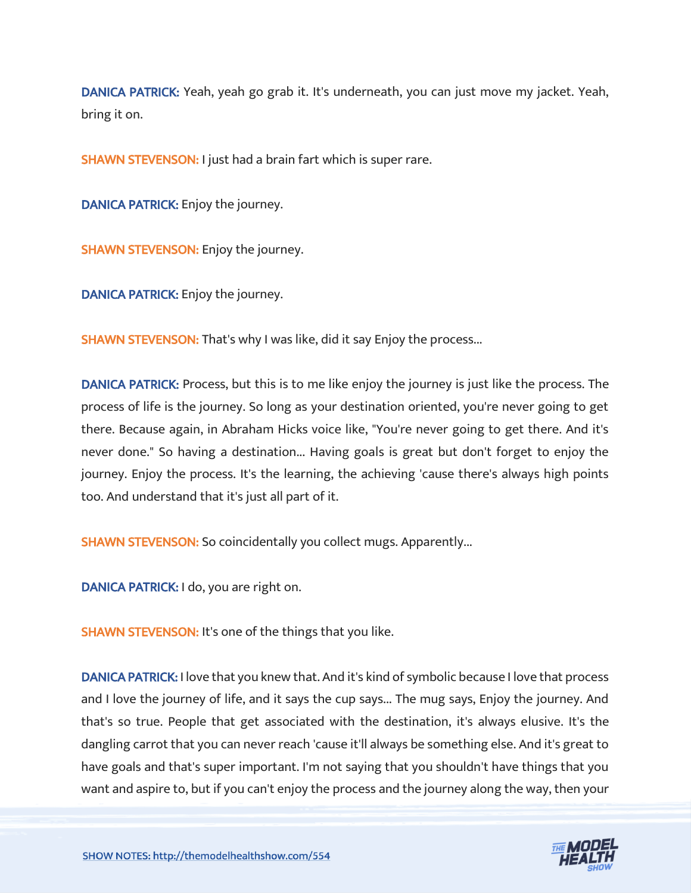**DANICA PATRICK:** Yeah, yeah go grab it. It's underneath, you can just move my jacket. Yeah, bring it on.

**SHAWN STEVENSON:** I just had a brain fart which is super rare.

**DANICA PATRICK:** Enjoy the journey.

**SHAWN STEVENSON:** Enjoy the journey.

**DANICA PATRICK:** Enjoy the journey.

**SHAWN STEVENSON:** That's why I was like, did it say Enjoy the process...

**DANICA PATRICK:** Process, but this is to me like enjoy the journey is just like the process. The process of life is the journey. So long as your destination oriented, you're never going to get there. Because again, in Abraham Hicks voice like, "You're never going to get there. And it's never done." So having a destination... Having goals is great but don't forget to enjoy the journey. Enjoy the process. It's the learning, the achieving 'cause there's always high points too. And understand that it's just all part of it.

**SHAWN STEVENSON:** So coincidentally you collect mugs. Apparently...

**DANICA PATRICK:** I do, you are right on.

**SHAWN STEVENSON:** It's one of the things that you like.

**DANICA PATRICK:** I love that you knew that. And it's kind of symbolic because I love that process and I love the journey of life, and it says the cup says... The mug says, Enjoy the journey. And that's so true. People that get associated with the destination, it's always elusive. It's the dangling carrot that you can never reach 'cause it'll always be something else. And it's great to have goals and that's super important. I'm not saying that you shouldn't have things that you want and aspire to, but if you can't enjoy the process and the journey along the way, then your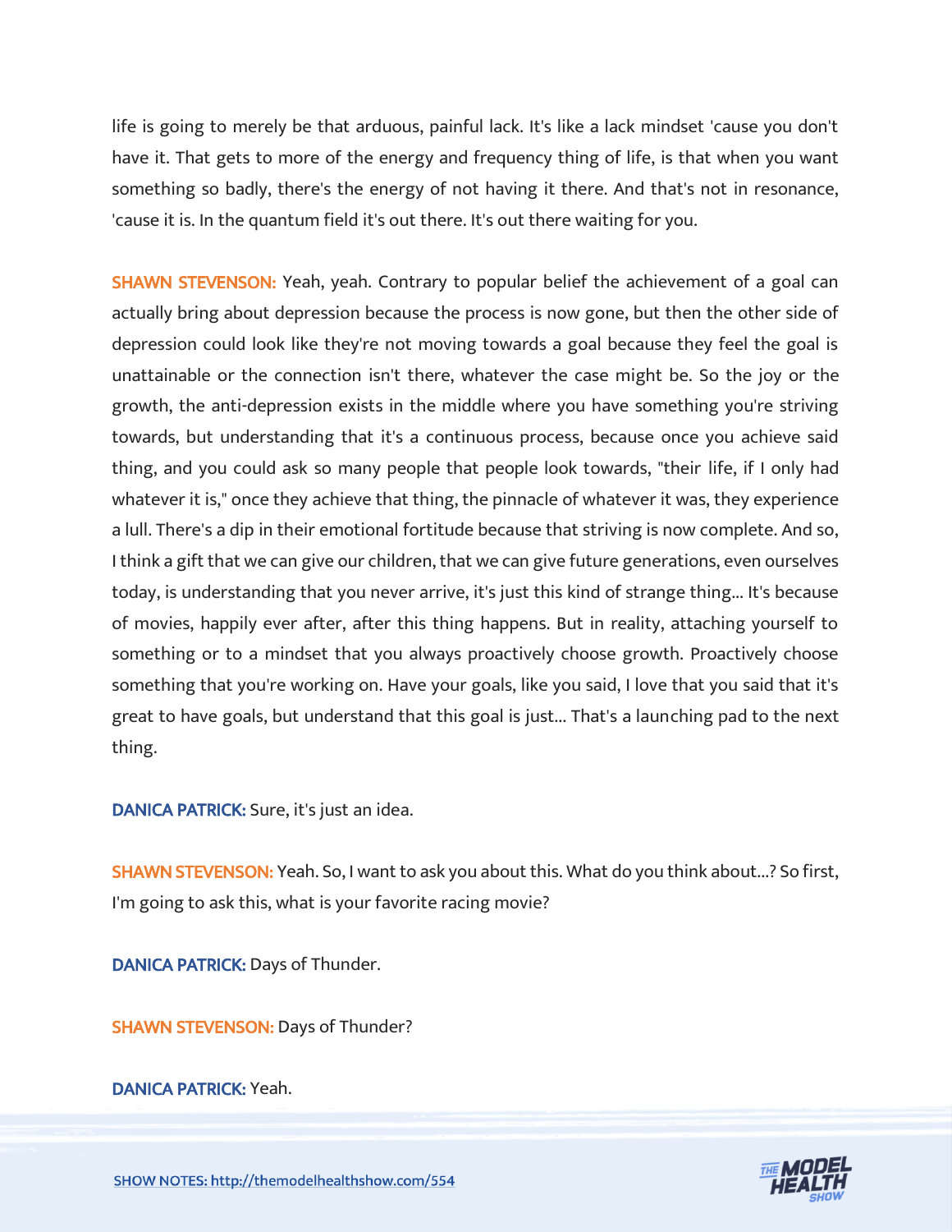life is going to merely be that arduous, painful lack. It's like a lack mindset 'cause you don't have it. That gets to more of the energy and frequency thing of life, is that when you want something so badly, there's the energy of not having it there. And that's not in resonance, 'cause it is. In the quantum field it's out there. It's out there waiting for you.

**SHAWN STEVENSON:** Yeah, yeah. Contrary to popular belief the achievement of a goal can actually bring about depression because the process is now gone, but then the other side of depression could look like they're not moving towards a goal because they feel the goal is unattainable or the connection isn't there, whatever the case might be. So the joy or the growth, the anti-depression exists in the middle where you have something you're striving towards, but understanding that it's a continuous process, because once you achieve said thing, and you could ask so many people that people look towards, "their life, if I only had whatever it is," once they achieve that thing, the pinnacle of whatever it was, they experience a lull. There's a dip in their emotional fortitude because that striving is now complete. And so, I think a gift that we can give our children, that we can give future generations, even ourselves today, is understanding that you never arrive, it's just this kind of strange thing... It's because of movies, happily ever after, after this thing happens. But in reality, attaching yourself to something or to a mindset that you always proactively choose growth. Proactively choose something that you're working on. Have your goals, like you said, I love that you said that it's great to have goals, but understand that this goal is just... That's a launching pad to the next thing.

**DANICA PATRICK:** Sure, it's just an idea.

**SHAWN STEVENSON:** Yeah. So, I want to ask you about this. What do you think about...? So first, I'm going to ask this, what is your favorite racing movie?

**DANICA PATRICK:** Days of Thunder.

**SHAWN STEVENSON:** Days of Thunder?

**DANICA PATRICK:** Yeah.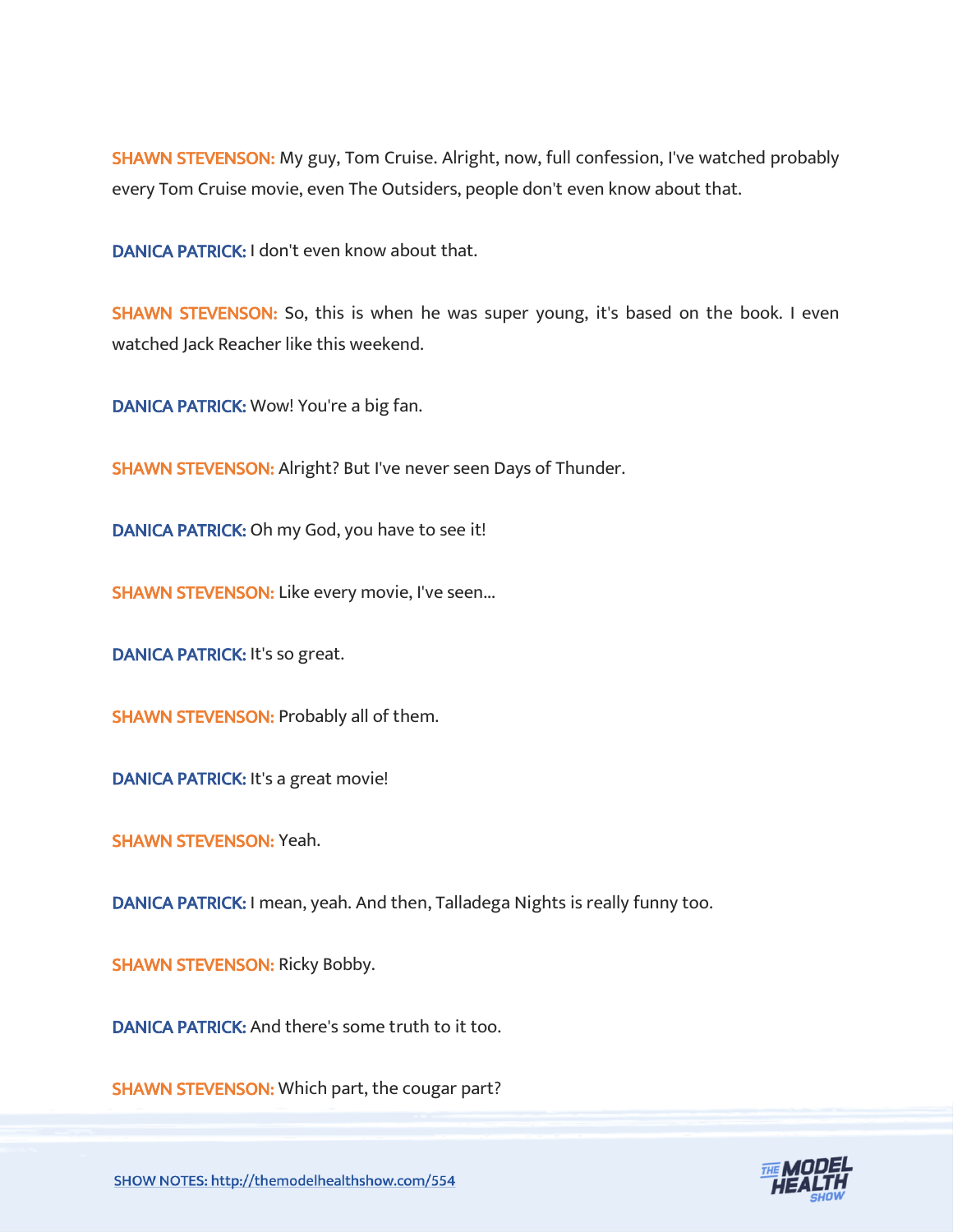**SHAWN STEVENSON:** My guy, Tom Cruise. Alright, now, full confession, I've watched probably every Tom Cruise movie, even The Outsiders, people don't even know about that.

**DANICA PATRICK:** I don't even know about that.

**SHAWN STEVENSON:** So, this is when he was super young, it's based on the book. I even watched Jack Reacher like this weekend.

**DANICA PATRICK:** Wow! You're a big fan.

**SHAWN STEVENSON:** Alright? But I've never seen Days of Thunder.

**DANICA PATRICK:** Oh my God, you have to see it!

**SHAWN STEVENSON:** Like every movie, I've seen...

**DANICA PATRICK:** It's so great.

**SHAWN STEVENSON:** Probably all of them.

**DANICA PATRICK:** It's a great movie!

**SHAWN STEVENSON:** Yeah.

**DANICA PATRICK:** I mean, yeah. And then, Talladega Nights is really funny too.

**SHAWN STEVENSON:** Ricky Bobby.

**DANICA PATRICK:** And there's some truth to it too.

**SHAWN STEVENSON:** Which part, the cougar part?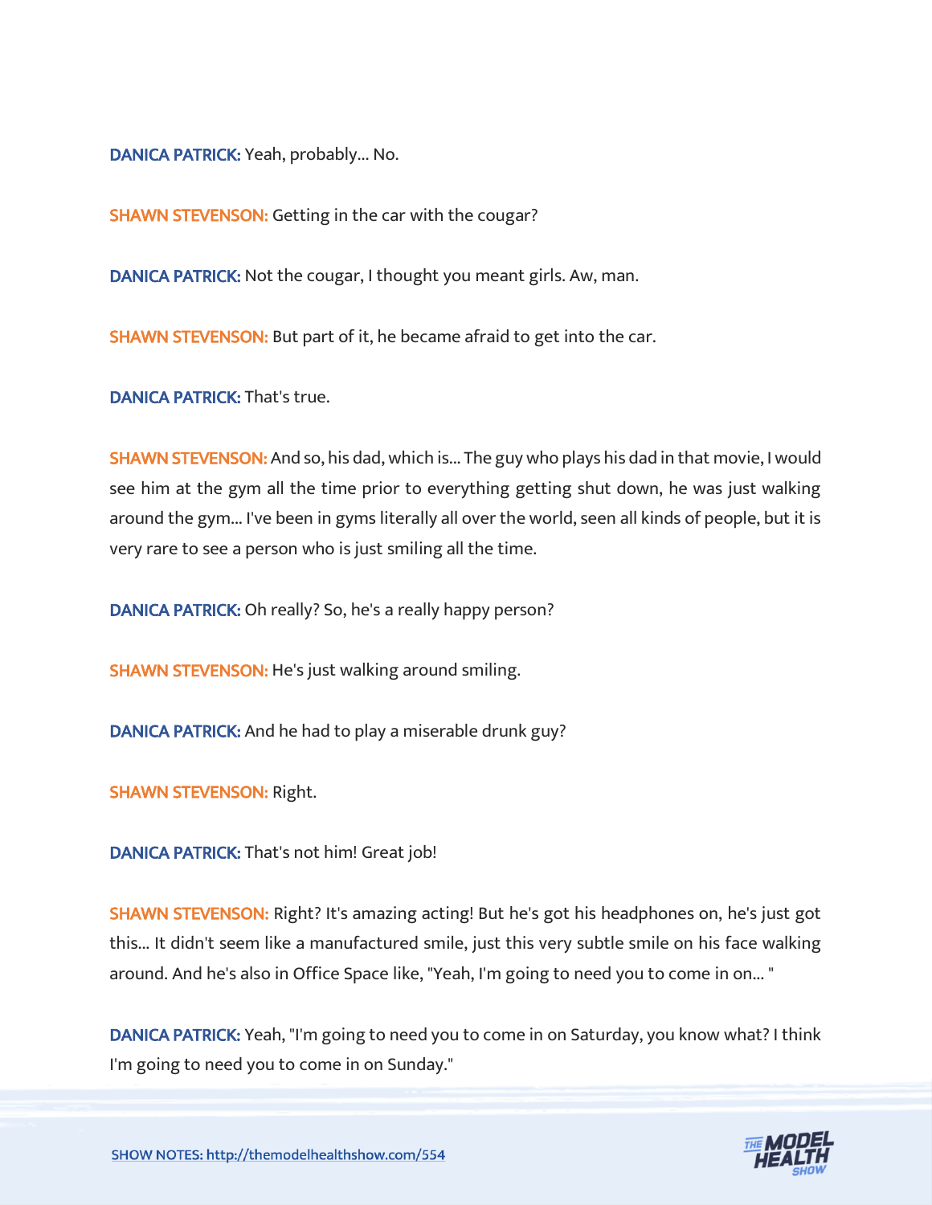**DANICA PATRICK:** Yeah, probably... No.

**SHAWN STEVENSON:** Getting in the car with the cougar?

**DANICA PATRICK:** Not the cougar, I thought you meant girls. Aw, man.

**SHAWN STEVENSON:** But part of it, he became afraid to get into the car.

**DANICA PATRICK:** That's true.

**SHAWN STEVENSON:** And so, his dad, which is... The guy who plays his dad in that movie, I would see him at the gym all the time prior to everything getting shut down, he was just walking around the gym... I've been in gyms literally all over the world, seen all kinds of people, but it is very rare to see a person who is just smiling all the time.

**DANICA PATRICK:** Oh really? So, he's a really happy person?

**SHAWN STEVENSON:** He's just walking around smiling.

**DANICA PATRICK:** And he had to play a miserable drunk guy?

**SHAWN STEVENSON:** Right.

**DANICA PATRICK:** That's not him! Great job!

**SHAWN STEVENSON:** Right? It's amazing acting! But he's got his headphones on, he's just got this... It didn't seem like a manufactured smile, just this very subtle smile on his face walking around. And he's also in Office Space like, "Yeah, I'm going to need you to come in on... "

**DANICA PATRICK:** Yeah, "I'm going to need you to come in on Saturday, you know what? I think I'm going to need you to come in on Sunday."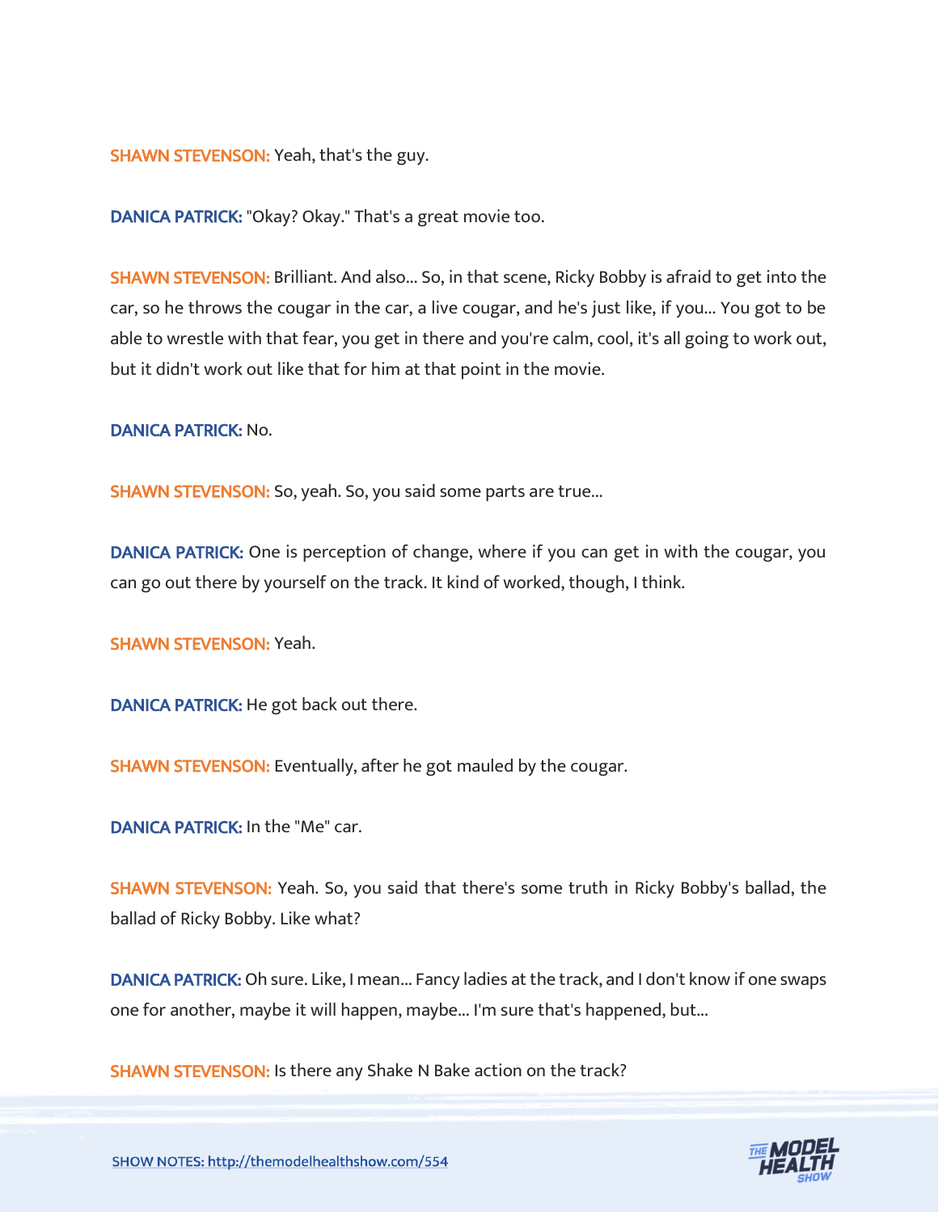**SHAWN STEVENSON:** Yeah, that's the guy.

**DANICA PATRICK:** "Okay? Okay." That's a great movie too.

**SHAWN STEVENSON:** Brilliant. And also... So, in that scene, Ricky Bobby is afraid to get into the car, so he throws the cougar in the car, a live cougar, and he's just like, if you... You got to be able to wrestle with that fear, you get in there and you're calm, cool, it's all going to work out, but it didn't work out like that for him at that point in the movie.

**DANICA PATRICK:** No.

**SHAWN STEVENSON:** So, yeah. So, you said some parts are true...

**DANICA PATRICK:** One is perception of change, where if you can get in with the cougar, you can go out there by yourself on the track. It kind of worked, though, I think.

**SHAWN STEVENSON:** Yeah.

**DANICA PATRICK:** He got back out there.

**SHAWN STEVENSON:** Eventually, after he got mauled by the cougar.

**DANICA PATRICK:** In the "Me" car.

**SHAWN STEVENSON:** Yeah. So, you said that there's some truth in Ricky Bobby's ballad, the ballad of Ricky Bobby. Like what?

**DANICA PATRICK:** Oh sure. Like, I mean... Fancy ladies at the track, and I don't know if one swaps one for another, maybe it will happen, maybe... I'm sure that's happened, but...

**SHAWN STEVENSON:** Is there any Shake N Bake action on the track?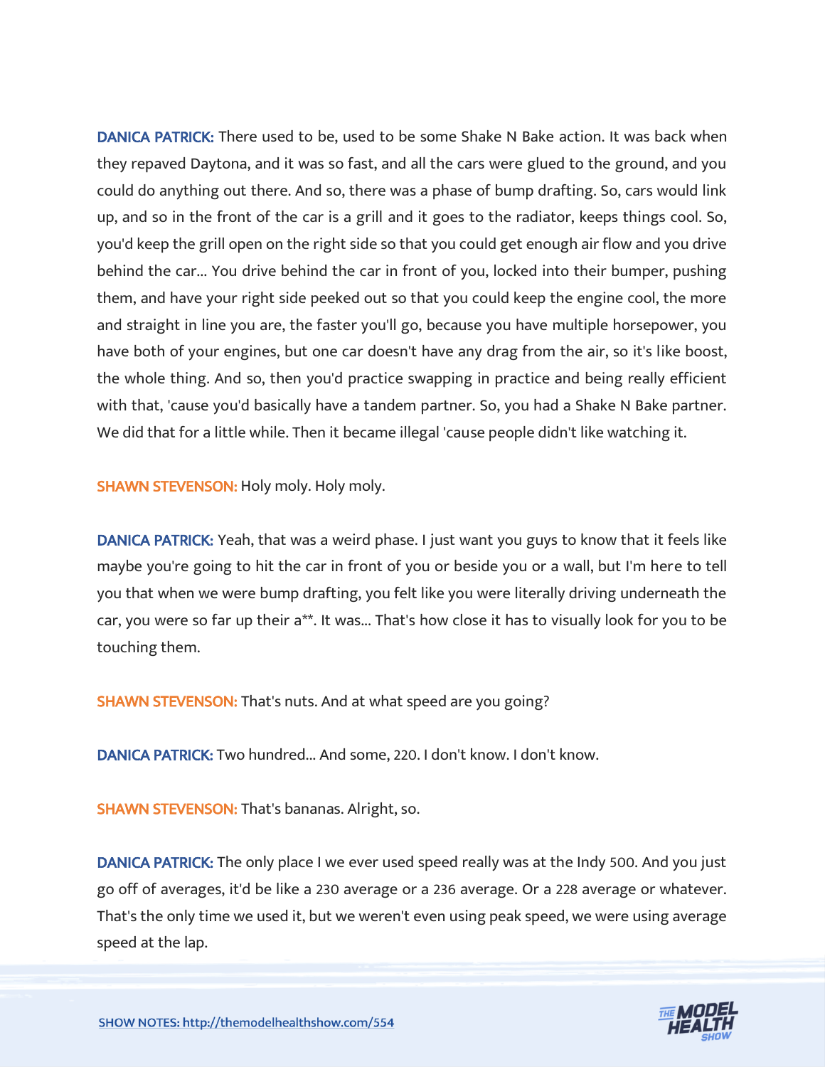**DANICA PATRICK:** There used to be, used to be some Shake N Bake action. It was back when they repaved Daytona, and it was so fast, and all the cars were glued to the ground, and you could do anything out there. And so, there was a phase of bump drafting. So, cars would link up, and so in the front of the car is a grill and it goes to the radiator, keeps things cool. So, you'd keep the grill open on the right side so that you could get enough air flow and you drive behind the car... You drive behind the car in front of you, locked into their bumper, pushing them, and have your right side peeked out so that you could keep the engine cool, the more and straight in line you are, the faster you'll go, because you have multiple horsepower, you have both of your engines, but one car doesn't have any drag from the air, so it's like boost, the whole thing. And so, then you'd practice swapping in practice and being really efficient with that, 'cause you'd basically have a tandem partner. So, you had a Shake N Bake partner. We did that for a little while. Then it became illegal 'cause people didn't like watching it.

**SHAWN STEVENSON:** Holy moly. Holy moly.

**DANICA PATRICK:** Yeah, that was a weird phase. I just want you guys to know that it feels like maybe you're going to hit the car in front of you or beside you or a wall, but I'm here to tell you that when we were bump drafting, you felt like you were literally driving underneath the car, you were so far up their a**. It was... That's how close it has to visually look for you to be touching them.

**SHAWN STEVENSON:** That's nuts. And at what speed are you going?

**DANICA PATRICK:** Two hundred... And some, 220. I don't know. I don't know.

**SHAWN STEVENSON:** That's bananas. Alright, so.

**DANICA PATRICK:** The only place I we ever used speed really was at the Indy 500. And you just go off of averages, it'd be like a 230 average or a 236 average. Or a 228 average or whatever. That's the only time we used it, but we weren't even using peak speed, we were using average speed at the lap.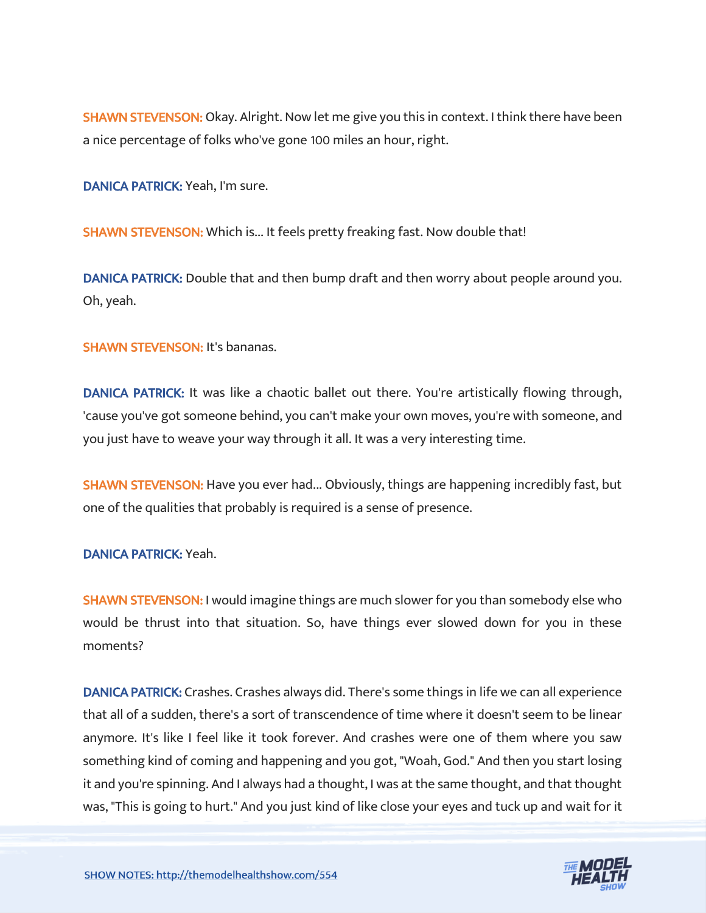**SHAWN STEVENSON:** Okay. Alright. Now let me give you this in context. I think there have been a nice percentage of folks who've gone 100 miles an hour, right.

**DANICA PATRICK:** Yeah, I'm sure.

**SHAWN STEVENSON:** Which is... It feels pretty freaking fast. Now double that!

**DANICA PATRICK:** Double that and then bump draft and then worry about people around you. Oh, yeah.

**SHAWN STEVENSON:** It's bananas.

**DANICA PATRICK:** It was like a chaotic ballet out there. You're artistically flowing through, 'cause you've got someone behind, you can't make your own moves, you're with someone, and you just have to weave your way through it all. It was a very interesting time.

**SHAWN STEVENSON:** Have you ever had... Obviously, things are happening incredibly fast, but one of the qualities that probably is required is a sense of presence.

**DANICA PATRICK:** Yeah.

**SHAWN STEVENSON:** I would imagine things are much slower for you than somebody else who would be thrust into that situation. So, have things ever slowed down for you in these moments?

**DANICA PATRICK:** Crashes. Crashes always did. There's some things in life we can all experience that all of a sudden, there's a sort of transcendence of time where it doesn't seem to be linear anymore. It's like I feel like it took forever. And crashes were one of them where you saw something kind of coming and happening and you got, "Woah, God." And then you start losing it and you're spinning. And I always had a thought, I was at the same thought, and that thought was, "This is going to hurt." And you just kind of like close your eyes and tuck up and wait for it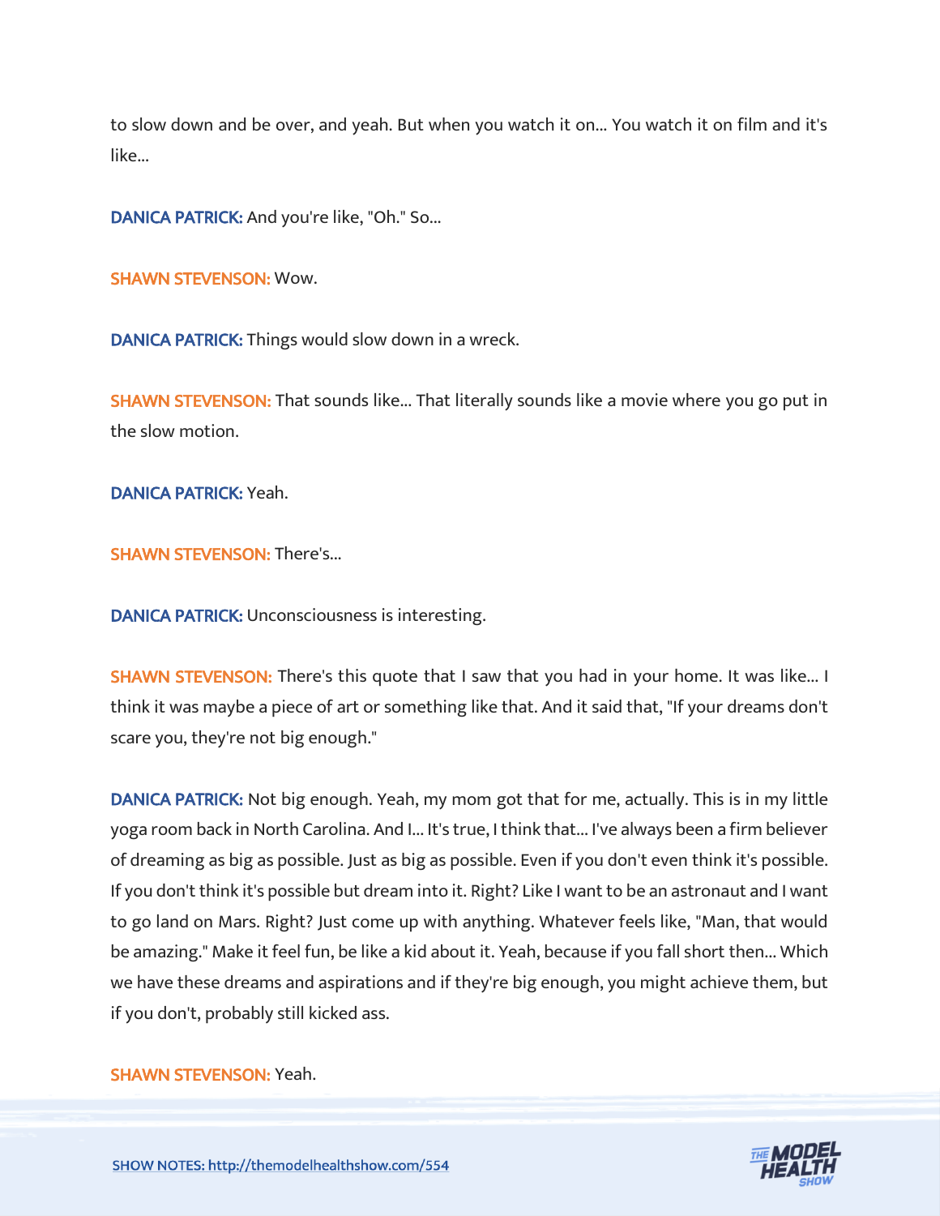to slow down and be over, and yeah. But when you watch it on... You watch it on film and it's like...

**DANICA PATRICK:** And you're like, "Oh." So...

**SHAWN STEVENSON:** Wow.

**DANICA PATRICK:** Things would slow down in a wreck.

**SHAWN STEVENSON:** That sounds like... That literally sounds like a movie where you go put in the slow motion.

**DANICA PATRICK:** Yeah.

**SHAWN STEVENSON:** There's...

**DANICA PATRICK:** Unconsciousness is interesting.

**SHAWN STEVENSON:** There's this quote that I saw that you had in your home. It was like... I think it was maybe a piece of art or something like that. And it said that, "If your dreams don't scare you, they're not big enough."

**DANICA PATRICK:** Not big enough. Yeah, my mom got that for me, actually. This is in my little yoga room back in North Carolina. And I... It's true, I think that... I've always been a firm believer of dreaming as big as possible. Just as big as possible. Even if you don't even think it's possible. If you don't think it's possible but dream into it. Right? Like I want to be an astronaut and I want to go land on Mars. Right? Just come up with anything. Whatever feels like, "Man, that would be amazing." Make it feel fun, be like a kid about it. Yeah, because if you fall short then... Which we have these dreams and aspirations and if they're big enough, you might achieve them, but if you don't, probably still kicked ass.

**SHAWN STEVENSON:** Yeah.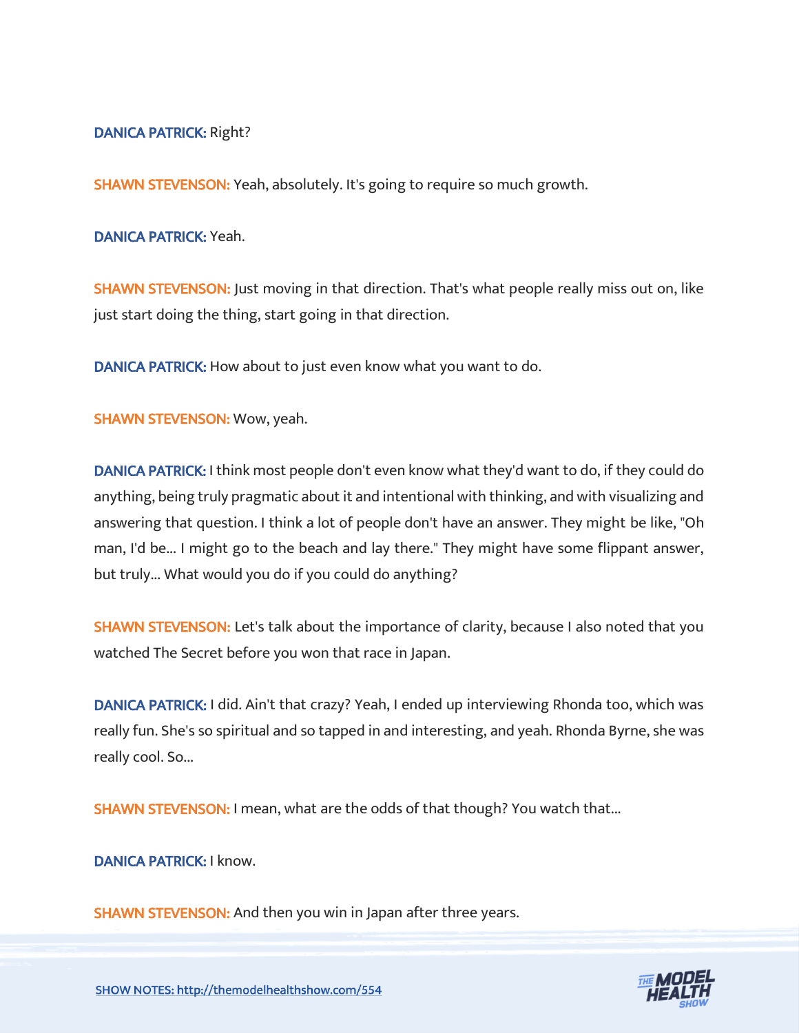**DANICA PATRICK:** Right?

**SHAWN STEVENSON:** Yeah, absolutely. It's going to require so much growth.

**DANICA PATRICK:** Yeah.

**SHAWN STEVENSON:** Just moving in that direction. That's what people really miss out on, like just start doing the thing, start going in that direction.

**DANICA PATRICK:** How about to just even know what you want to do.

**SHAWN STEVENSON:** Wow, yeah.

**DANICA PATRICK:** I think most people don't even know what they'd want to do, if they could do anything, being truly pragmatic about it and intentional with thinking, and with visualizing and answering that question. I think a lot of people don't have an answer. They might be like, "Oh man, I'd be... I might go to the beach and lay there." They might have some flippant answer, but truly... What would you do if you could do anything?

**SHAWN STEVENSON:** Let's talk about the importance of clarity, because I also noted that you watched The Secret before you won that race in Japan.

**DANICA PATRICK:** I did. Ain't that crazy? Yeah, I ended up interviewing Rhonda too, which was really fun. She's so spiritual and so tapped in and interesting, and yeah. Rhonda Byrne, she was really cool. So...

**SHAWN STEVENSON:** I mean, what are the odds of that though? You watch that...

**DANICA PATRICK:** I know.

**SHAWN STEVENSON:** And then you win in Japan after three years.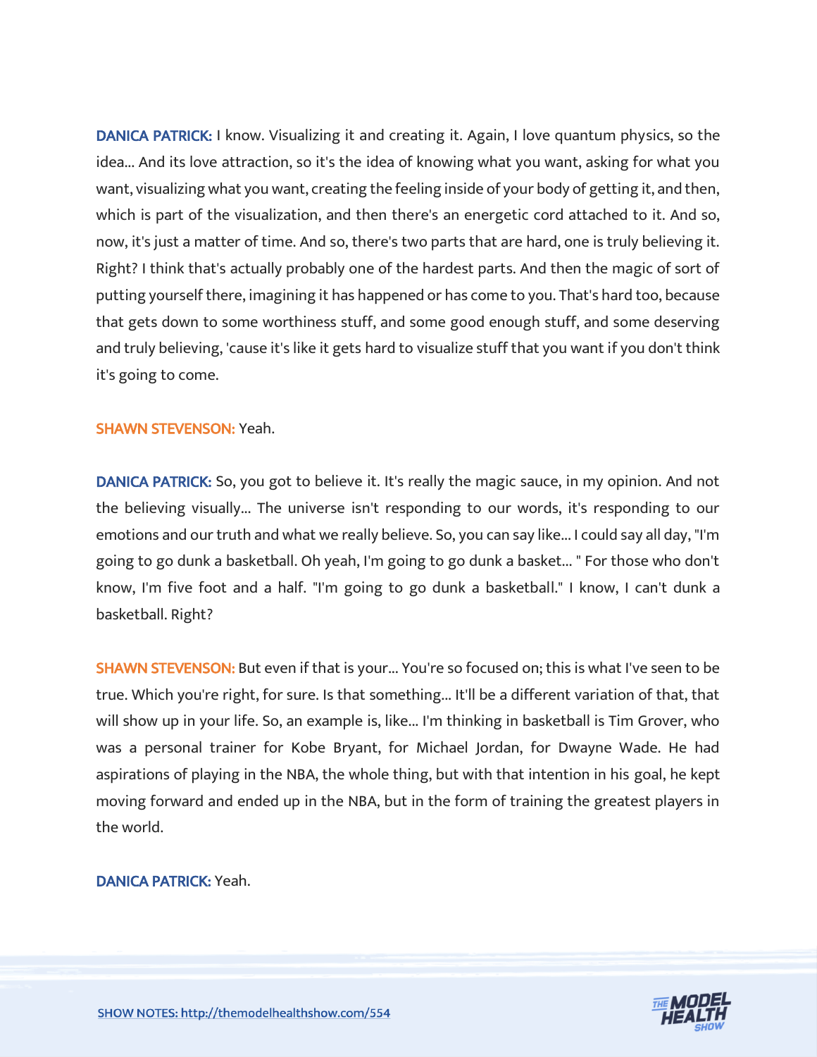**DANICA PATRICK:** I know. Visualizing it and creating it. Again, I love quantum physics, so the idea... And its love attraction, so it's the idea of knowing what you want, asking for what you want, visualizing what you want, creating the feeling inside of your body of getting it, and then, which is part of the visualization, and then there's an energetic cord attached to it. And so, now, it's just a matter of time. And so, there's two parts that are hard, one is truly believing it. Right? I think that's actually probably one of the hardest parts. And then the magic of sort of putting yourself there, imagining it has happened or has come to you. That's hard too, because that gets down to some worthiness stuff, and some good enough stuff, and some deserving and truly believing, 'cause it's like it gets hard to visualize stuff that you want if you don't think it's going to come.

**SHAWN STEVENSON:** Yeah.

**DANICA PATRICK:** So, you got to believe it. It's really the magic sauce, in my opinion. And not the believing visually... The universe isn't responding to our words, it's responding to our emotions and our truth and what we really believe. So, you can say like... I could say all day, "I'm going to go dunk a basketball. Oh yeah, I'm going to go dunk a basket... " For those who don't know, I'm five foot and a half. "I'm going to go dunk a basketball." I know, I can't dunk a basketball. Right?

**SHAWN STEVENSON:** But even if that is your... You're so focused on; this is what I've seen to be true. Which you're right, for sure. Is that something... It'll be a different variation of that, that will show up in your life. So, an example is, like... I'm thinking in basketball is Tim Grover, who was a personal trainer for Kobe Bryant, for Michael Jordan, for Dwayne Wade. He had aspirations of playing in the NBA, the whole thing, but with that intention in his goal, he kept moving forward and ended up in the NBA, but in the form of training the greatest players in the world.

**DANICA PATRICK:** Yeah.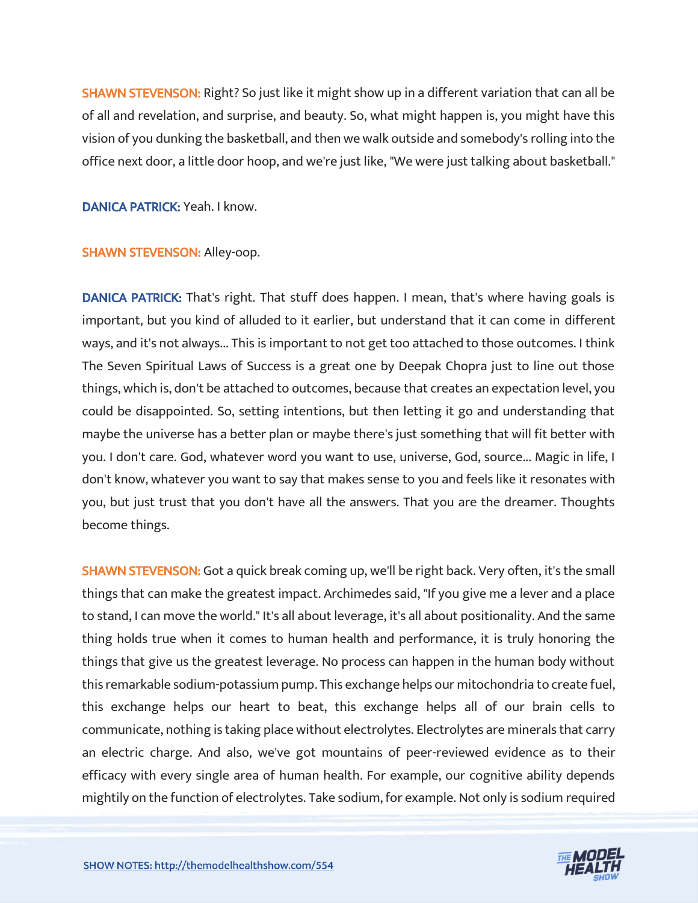**SHAWN STEVENSON:** Right? So just like it might show up in a different variation that can all be of all and revelation, and surprise, and beauty. So, what might happen is, you might have this vision of you dunking the basketball, and then we walk outside and somebody's rolling into the office next door, a little door hoop, and we're just like, "We were just talking about basketball."

**DANICA PATRICK:** Yeah. I know.

**SHAWN STEVENSON:** Alley-oop.

**DANICA PATRICK:** That's right. That stuff does happen. I mean, that's where having goals is important, but you kind of alluded to it earlier, but understand that it can come in different ways, and it's not always... This is important to not get too attached to those outcomes. I think The Seven Spiritual Laws of Success is a great one by Deepak Chopra just to line out those things, which is, don't be attached to outcomes, because that creates an expectation level, you could be disappointed. So, setting intentions, but then letting it go and understanding that maybe the universe has a better plan or maybe there's just something that will fit better with you. I don't care. God, whatever word you want to use, universe, God, source... Magic in life, I don't know, whatever you want to say that makes sense to you and feels like it resonates with you, but just trust that you don't have all the answers. That you are the dreamer. Thoughts become things.

**SHAWN STEVENSON:** Got a quick break coming up, we'll be right back. Very often, it's the small things that can make the greatest impact. Archimedes said, "If you give me a lever and a place to stand, I can move the world." It's all about leverage, it's all about positionality. And the same thing holds true when it comes to human health and performance, it is truly honoring the things that give us the greatest leverage. No process can happen in the human body without this remarkable sodium-potassium pump. This exchange helps our mitochondria to create fuel, this exchange helps our heart to beat, this exchange helps all of our brain cells to communicate, nothing is taking place without electrolytes. Electrolytes are minerals that carry an electric charge. And also, we've got mountains of peer-reviewed evidence as to their efficacy with every single area of human health. For example, our cognitive ability depends mightily on the function of electrolytes. Take sodium, for example. Not only is sodium required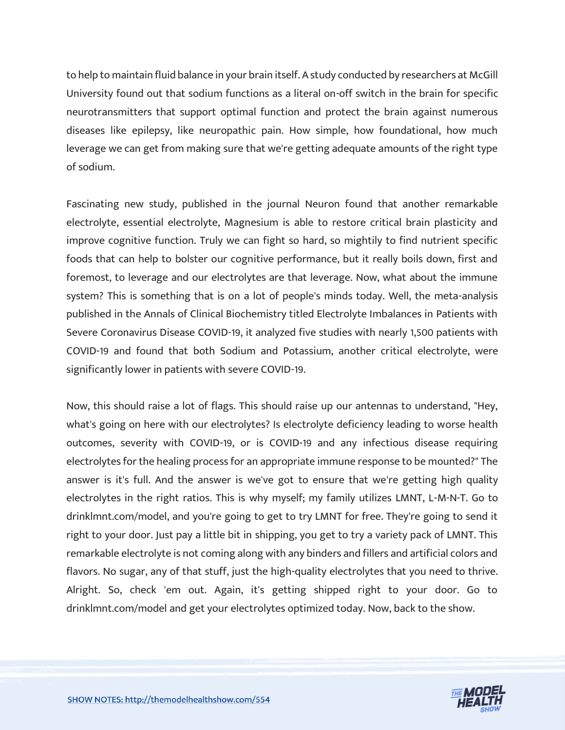to help to maintain fluid balance in your brain itself. A study conducted by researchers at McGill University found out that sodium functions as a literal on-off switch in the brain for specific neurotransmitters that support optimal function and protect the brain against numerous diseases like epilepsy, like neuropathic pain. How simple, how foundational, how much leverage we can get from making sure that we're getting adequate amounts of the right type of sodium.

Fascinating new study, published in the journal Neuron found that another remarkable electrolyte, essential electrolyte, Magnesium is able to restore critical brain plasticity and improve cognitive function. Truly we can fight so hard, so mightily to find nutrient specific foods that can help to bolster our cognitive performance, but it really boils down, first and foremost, to leverage and our electrolytes are that leverage. Now, what about the immune system? This is something that is on a lot of people's minds today. Well, the meta-analysis published in the Annals of Clinical Biochemistry titled Electrolyte Imbalances in Patients with Severe Coronavirus Disease COVID-19, it analyzed five studies with nearly 1,500 patients with COVID-19 and found that both Sodium and Potassium, another critical electrolyte, were significantly lower in patients with severe COVID-19.

Now, this should raise a lot of flags. This should raise up our antennas to understand, "Hey, what's going on here with our electrolytes? Is electrolyte deficiency leading to worse health outcomes, severity with COVID-19, or is COVID-19 and any infectious disease requiring electrolytes for the healing process for an appropriate immune response to be mounted?" The answer is it's full. And the answer is we've got to ensure that we're getting high quality electrolytes in the right ratios. This is why myself; my family utilizes LMNT, L-M-N-T. Go to drinklmnt.com/model, and you're going to get to try LMNT for free. They're going to send it right to your door. Just pay a little bit in shipping, you get to try a variety pack of LMNT. This remarkable electrolyte is not coming along with any binders and fillers and artificial colors and flavors. No sugar, any of that stuff, just the high-quality electrolytes that you need to thrive. Alright. So, check 'em out. Again, it's getting shipped right to your door. Go to drinklmnt.com/model and get your electrolytes optimized today. Now, back to the show.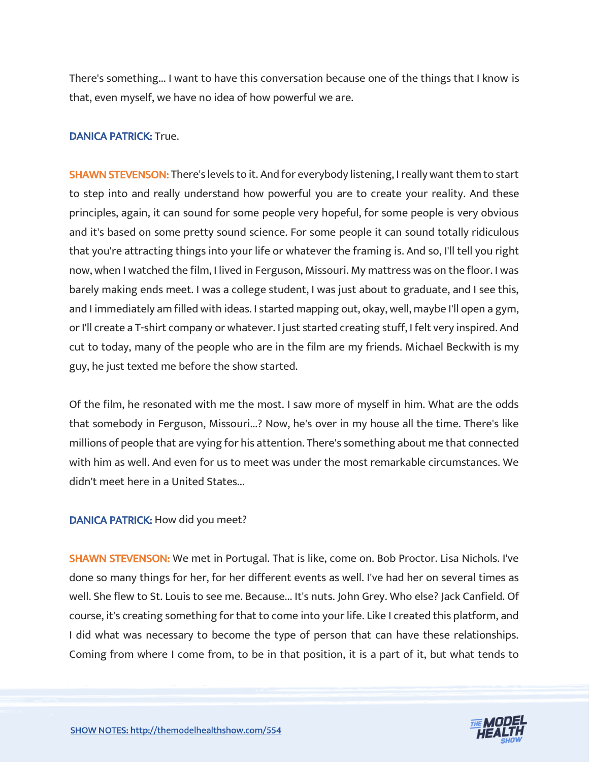There's something... I want to have this conversation because one of the things that I know is that, even myself, we have no idea of how powerful we are.

**DANICA PATRICK:** True.

**SHAWN STEVENSON:** There's levels to it. And for everybody listening, I really want them to start to step into and really understand how powerful you are to create your reality. And these principles, again, it can sound for some people very hopeful, for some people is very obvious and it's based on some pretty sound science. For some people it can sound totally ridiculous that you're attracting things into your life or whatever the framing is. And so, I'll tell you right now, when I watched the film, I lived in Ferguson, Missouri. My mattress was on the floor. I was barely making ends meet. I was a college student, I was just about to graduate, and I see this, and I immediately am filled with ideas. I started mapping out, okay, well, maybe I'll open a gym, or I'll create a T-shirt company or whatever. I just started creating stuff, I felt very inspired. And cut to today, many of the people who are in the film are my friends. Michael Beckwith is my guy, he just texted me before the show started.

Of the film, he resonated with me the most. I saw more of myself in him. What are the odds that somebody in Ferguson, Missouri...? Now, he's over in my house all the time. There's like millions of people that are vying for his attention. There's something about me that connected with him as well. And even for us to meet was under the most remarkable circumstances. We didn't meet here in a United States...

**DANICA PATRICK:** How did you meet?

**SHAWN STEVENSON:** We met in Portugal. That is like, come on. Bob Proctor. Lisa Nichols. I've done so many things for her, for her different events as well. I've had her on several times as well. She flew to St. Louis to see me. Because... It's nuts. John Grey. Who else? Jack Canfield. Of course, it's creating something for that to come into your life. Like I created this platform, and I did what was necessary to become the type of person that can have these relationships. Coming from where I come from, to be in that position, it is a part of it, but what tends to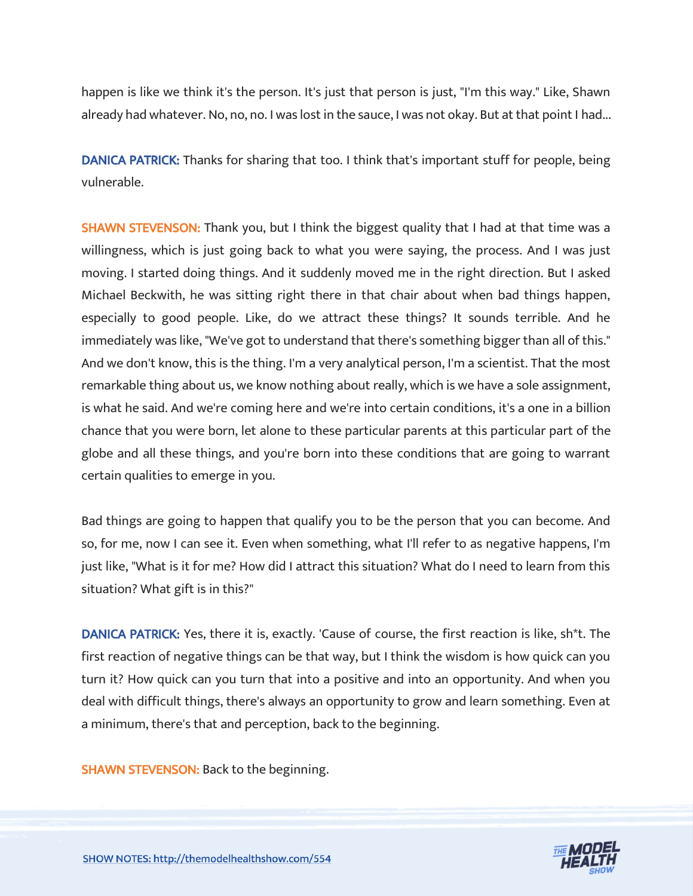happen is like we think it's the person. It's just that person is just, "I'm this way." Like, Shawn already had whatever. No, no, no. I was lost in the sauce, I was not okay. But at that point I had...

**DANICA PATRICK:** Thanks for sharing that too. I think that's important stuff for people, being vulnerable.

**SHAWN STEVENSON:** Thank you, but I think the biggest quality that I had at that time was a willingness, which is just going back to what you were saying, the process. And I was just moving. I started doing things. And it suddenly moved me in the right direction. But I asked Michael Beckwith, he was sitting right there in that chair about when bad things happen, especially to good people. Like, do we attract these things? It sounds terrible. And he immediately was like, "We've got to understand that there's something bigger than all of this." And we don't know, this is the thing. I'm a very analytical person, I'm a scientist. That the most remarkable thing about us, we know nothing about really, which is we have a sole assignment, is what he said. And we're coming here and we're into certain conditions, it's a one in a billion chance that you were born, let alone to these particular parents at this particular part of the globe and all these things, and you're born into these conditions that are going to warrant certain qualities to emerge in you.

Bad things are going to happen that qualify you to be the person that you can become. And so, for me, now I can see it. Even when something, what I'll refer to as negative happens, I'm just like, "What is it for me? How did I attract this situation? What do I need to learn from this situation? What gift is in this?"

**DANICA PATRICK:** Yes, there it is, exactly. 'Cause of course, the first reaction is like, sh*t. The first reaction of negative things can be that way, but I think the wisdom is how quick can you turn it? How quick can you turn that into a positive and into an opportunity. And when you deal with difficult things, there's always an opportunity to grow and learn something. Even at a minimum, there's that and perception, back to the beginning.

**SHAWN STEVENSON:** Back to the beginning.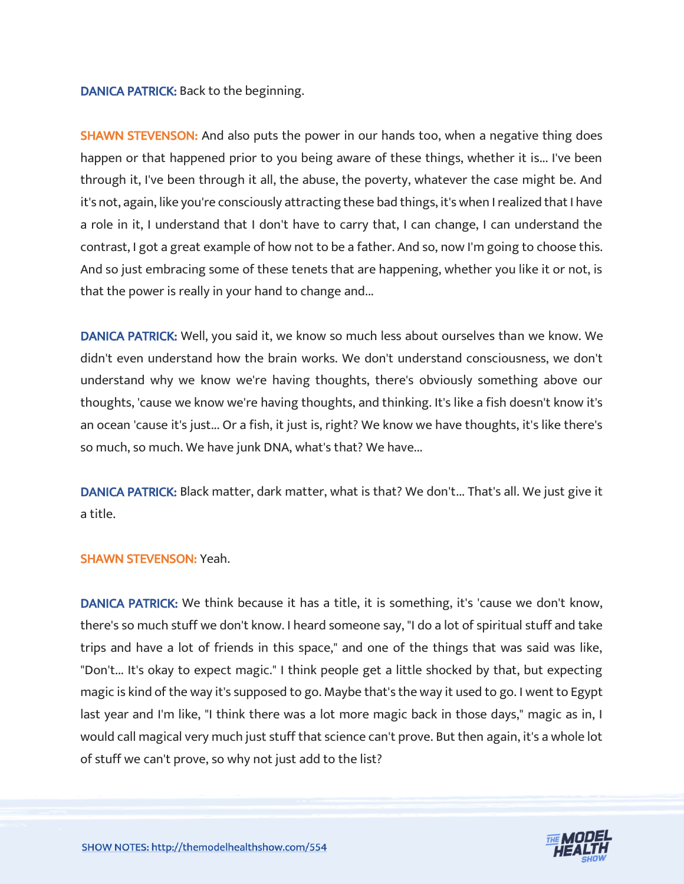**DANICA PATRICK:** Back to the beginning.

**SHAWN STEVENSON:** And also puts the power in our hands too, when a negative thing does happen or that happened prior to you being aware of these things, whether it is... I've been through it, I've been through it all, the abuse, the poverty, whatever the case might be. And it's not, again, like you're consciously attracting these bad things, it's when I realized that I have a role in it, I understand that I don't have to carry that, I can change, I can understand the contrast, I got a great example of how not to be a father. And so, now I'm going to choose this. And so just embracing some of these tenets that are happening, whether you like it or not, is that the power is really in your hand to change and...

**DANICA PATRICK:** Well, you said it, we know so much less about ourselves than we know. We didn't even understand how the brain works. We don't understand consciousness, we don't understand why we know we're having thoughts, there's obviously something above our thoughts, 'cause we know we're having thoughts, and thinking. It's like a fish doesn't know it's an ocean 'cause it's just... Or a fish, it just is, right? We know we have thoughts, it's like there's so much, so much. We have junk DNA, what's that? We have...

**DANICA PATRICK:** Black matter, dark matter, what is that? We don't... That's all. We just give it a title.

**SHAWN STEVENSON:** Yeah.

**DANICA PATRICK:** We think because it has a title, it is something, it's 'cause we don't know, there's so much stuff we don't know. I heard someone say, "I do a lot of spiritual stuff and take trips and have a lot of friends in this space," and one of the things that was said was like, "Don't... It's okay to expect magic." I think people get a little shocked by that, but expecting magic is kind of the way it's supposed to go. Maybe that's the way it used to go. I went to Egypt last year and I'm like, "I think there was a lot more magic back in those days," magic as in, I would call magical very much just stuff that science can't prove. But then again, it's a whole lot of stuff we can't prove, so why not just add to the list?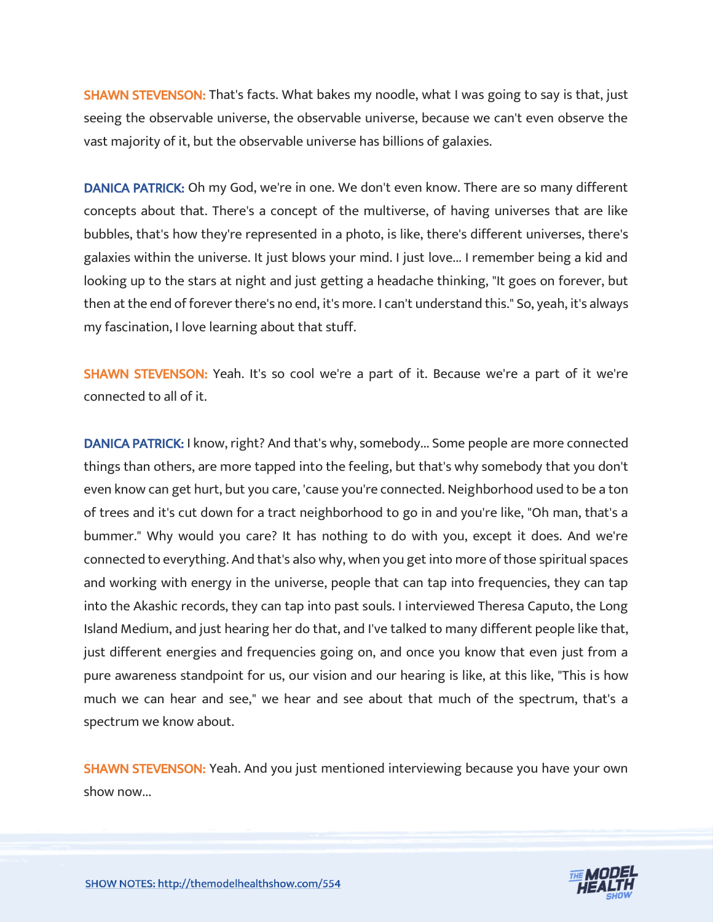**SHAWN STEVENSON:** That's facts. What bakes my noodle, what I was going to say is that, just seeing the observable universe, the observable universe, because we can't even observe the vast majority of it, but the observable universe has billions of galaxies.

**DANICA PATRICK:** Oh my God, we're in one. We don't even know. There are so many different concepts about that. There's a concept of the multiverse, of having universes that are like bubbles, that's how they're represented in a photo, is like, there's different universes, there's galaxies within the universe. It just blows your mind. I just love... I remember being a kid and looking up to the stars at night and just getting a headache thinking, "It goes on forever, but then at the end of forever there's no end, it's more. I can't understand this." So, yeah, it's always my fascination, I love learning about that stuff.

**SHAWN STEVENSON:** Yeah. It's so cool we're a part of it. Because we're a part of it we're connected to all of it.

**DANICA PATRICK:** I know, right? And that's why, somebody... Some people are more connected things than others, are more tapped into the feeling, but that's why somebody that you don't even know can get hurt, but you care, 'cause you're connected. Neighborhood used to be a ton of trees and it's cut down for a tract neighborhood to go in and you're like, "Oh man, that's a bummer." Why would you care? It has nothing to do with you, except it does. And we're connected to everything. And that's also why, when you get into more of those spiritual spaces and working with energy in the universe, people that can tap into frequencies, they can tap into the Akashic records, they can tap into past souls. I interviewed Theresa Caputo, the Long Island Medium, and just hearing her do that, and I've talked to many different people like that, just different energies and frequencies going on, and once you know that even just from a pure awareness standpoint for us, our vision and our hearing is like, at this like, "This is how much we can hear and see," we hear and see about that much of the spectrum, that's a spectrum we know about.

**SHAWN STEVENSON:** Yeah. And you just mentioned interviewing because you have your own show now...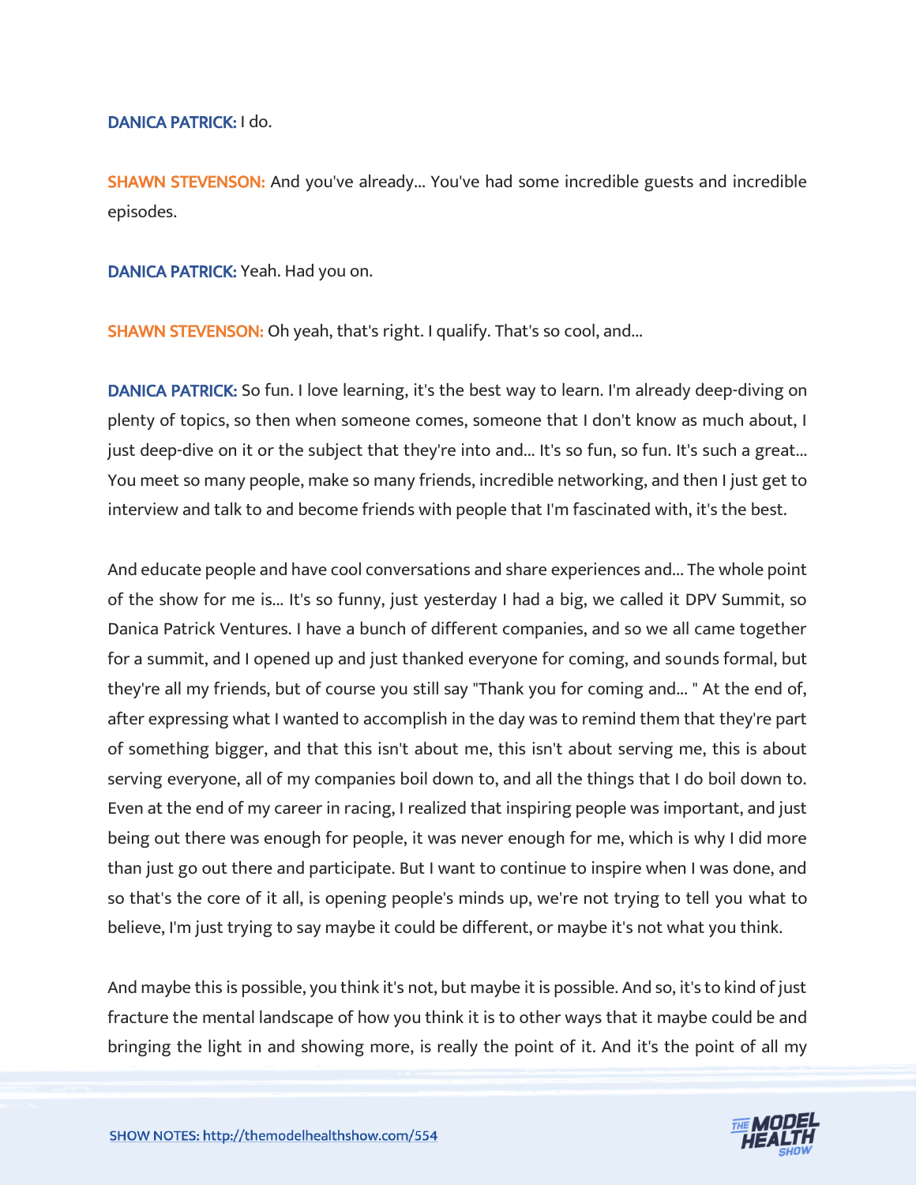**DANICA PATRICK:** I do.

**SHAWN STEVENSON:** And you've already... You've had some incredible guests and incredible episodes.

**DANICA PATRICK:** Yeah. Had you on.

**SHAWN STEVENSON:** Oh yeah, that's right. I qualify. That's so cool, and...

**DANICA PATRICK:** So fun. I love learning, it's the best way to learn. I'm already deep-diving on plenty of topics, so then when someone comes, someone that I don't know as much about, I just deep-dive on it or the subject that they're into and... It's so fun, so fun. It's such a great... You meet so many people, make so many friends, incredible networking, and then I just get to interview and talk to and become friends with people that I'm fascinated with, it's the best.

And educate people and have cool conversations and share experiences and... The whole point of the show for me is... It's so funny, just yesterday I had a big, we called it DPV Summit, so Danica Patrick Ventures. I have a bunch of different companies, and so we all came together for a summit, and I opened up and just thanked everyone for coming, and sounds formal, but they're all my friends, but of course you still say "Thank you for coming and... " At the end of, after expressing what I wanted to accomplish in the day was to remind them that they're part of something bigger, and that this isn't about me, this isn't about serving me, this is about serving everyone, all of my companies boil down to, and all the things that I do boil down to. Even at the end of my career in racing, I realized that inspiring people was important, and just being out there was enough for people, it was never enough for me, which is why I did more than just go out there and participate. But I want to continue to inspire when I was done, and so that's the core of it all, is opening people's minds up, we're not trying to tell you what to believe, I'm just trying to say maybe it could be different, or maybe it's not what you think.

And maybe this is possible, you think it's not, but maybe it is possible. And so, it's to kind of just fracture the mental landscape of how you think it is to other ways that it maybe could be and bringing the light in and showing more, is really the point of it. And it's the point of all my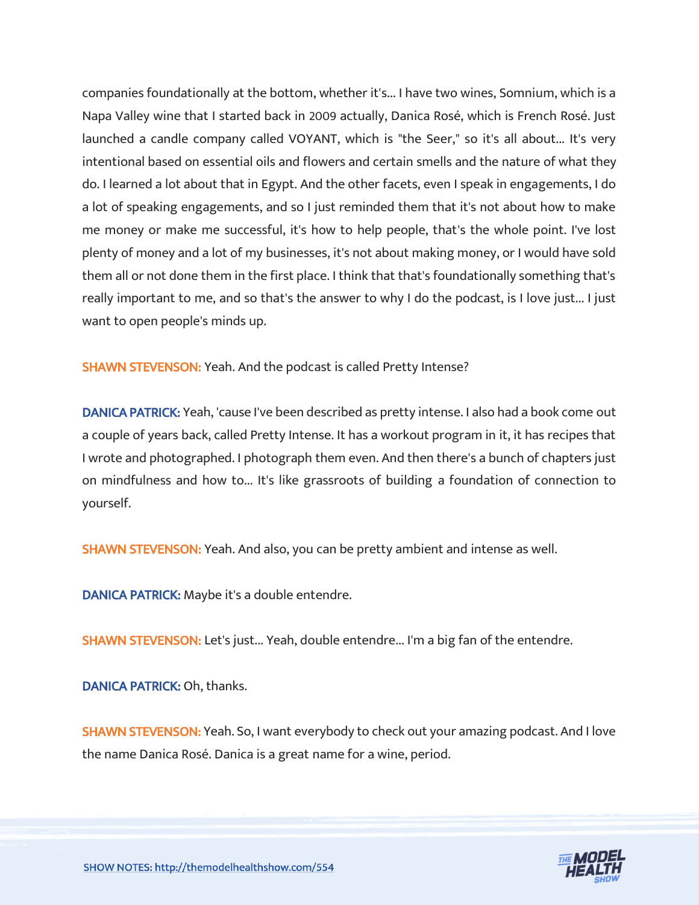companies foundationally at the bottom, whether it's... I have two wines, Somnium, which is a Napa Valley wine that I started back in 2009 actually, Danica Rosé, which is French Rosé. Just launched a candle company called VOYANT, which is "the Seer," so it's all about... It's very intentional based on essential oils and flowers and certain smells and the nature of what they do. I learned a lot about that in Egypt. And the other facets, even I speak in engagements, I do a lot of speaking engagements, and so I just reminded them that it's not about how to make me money or make me successful, it's how to help people, that's the whole point. I've lost plenty of money and a lot of my businesses, it's not about making money, or I would have sold them all or not done them in the first place. I think that that's foundationally something that's really important to me, and so that's the answer to why I do the podcast, is I love just... I just want to open people's minds up.

**SHAWN STEVENSON:** Yeah. And the podcast is called Pretty Intense?

**DANICA PATRICK:** Yeah, 'cause I've been described as pretty intense. I also had a book come out a couple of years back, called Pretty Intense. It has a workout program in it, it has recipes that I wrote and photographed. I photograph them even. And then there's a bunch of chapters just on mindfulness and how to... It's like grassroots of building a foundation of connection to yourself.

**SHAWN STEVENSON:** Yeah. And also, you can be pretty ambient and intense as well.

**DANICA PATRICK:** Maybe it's a double entendre.

**SHAWN STEVENSON:** Let's just... Yeah, double entendre... I'm a big fan of the entendre.

**DANICA PATRICK:** Oh, thanks.

**SHAWN STEVENSON:** Yeah. So, I want everybody to check out your amazing podcast. And I love the name Danica Rosé. Danica is a great name for a wine, period.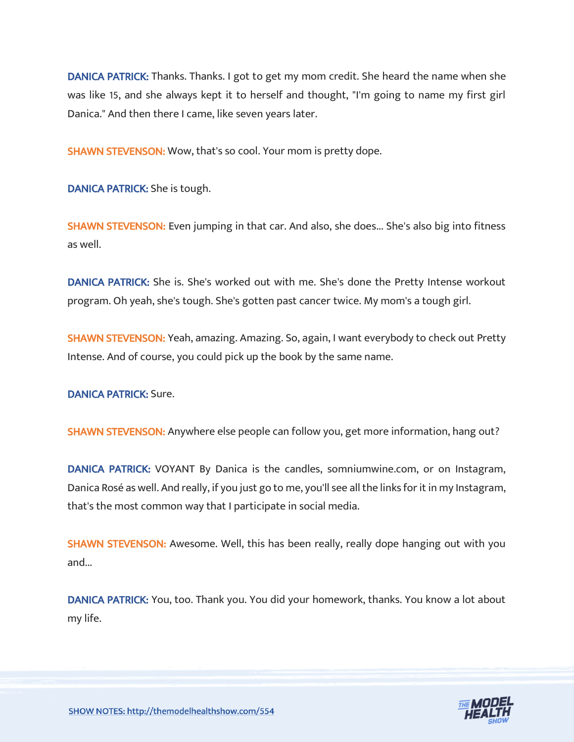**DANICA PATRICK:** Thanks. Thanks. I got to get my mom credit. She heard the name when she was like 15, and she always kept it to herself and thought, "I'm going to name my first girl Danica." And then there I came, like seven years later.

**SHAWN STEVENSON:** Wow, that's so cool. Your mom is pretty dope.

**DANICA PATRICK:** She is tough.

**SHAWN STEVENSON:** Even jumping in that car. And also, she does... She's also big into fitness as well.

**DANICA PATRICK:** She is. She's worked out with me. She's done the Pretty Intense workout program. Oh yeah, she's tough. She's gotten past cancer twice. My mom's a tough girl.

**SHAWN STEVENSON:** Yeah, amazing. Amazing. So, again, I want everybody to check out Pretty Intense. And of course, you could pick up the book by the same name.

**DANICA PATRICK:** Sure.

**SHAWN STEVENSON:** Anywhere else people can follow you, get more information, hang out?

**DANICA PATRICK:** VOYANT By Danica is the candles, somniumwine.com, or on Instagram, Danica Rosé as well. And really, if you just go to me, you'll see all the links for it in my Instagram, that's the most common way that I participate in social media.

**SHAWN STEVENSON:** Awesome. Well, this has been really, really dope hanging out with you and...

**DANICA PATRICK:** You, too. Thank you. You did your homework, thanks. You know a lot about my life.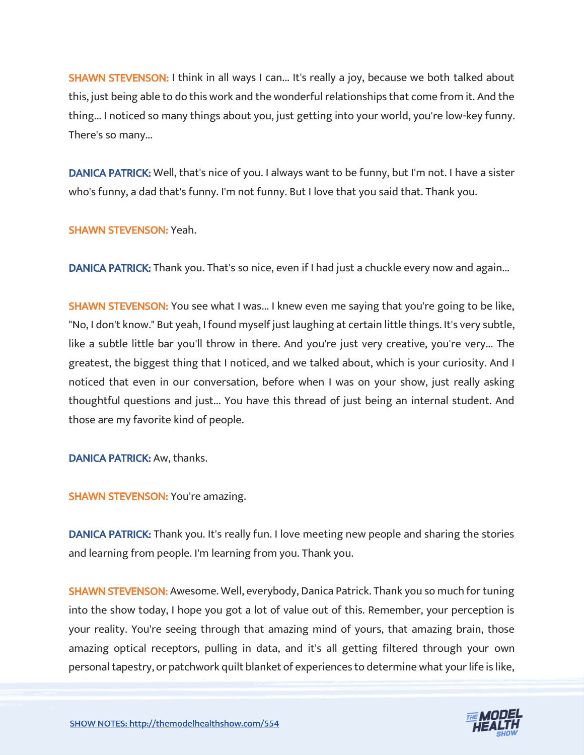**SHAWN STEVENSON:** I think in all ways I can... It's really a joy, because we both talked about this, just being able to do this work and the wonderful relationships that come from it. And the thing... I noticed so many things about you, just getting into your world, you're low-key funny. There's so many...

**DANICA PATRICK:** Well, that's nice of you. I always want to be funny, but I'm not. I have a sister who's funny, a dad that's funny. I'm not funny. But I love that you said that. Thank you.

**SHAWN STEVENSON:** Yeah.

**DANICA PATRICK:** Thank you. That's so nice, even if I had just a chuckle every now and again...

**SHAWN STEVENSON:** You see what I was... I knew even me saying that you're going to be like, "No, I don't know." But yeah, I found myself just laughing at certain little things. It's very subtle, like a subtle little bar you'll throw in there. And you're just very creative, you're very... The greatest, the biggest thing that I noticed, and we talked about, which is your curiosity. And I noticed that even in our conversation, before when I was on your show, just really asking thoughtful questions and just... You have this thread of just being an internal student. And those are my favorite kind of people.

**DANICA PATRICK:** Aw, thanks.

**SHAWN STEVENSON:** You're amazing.

**DANICA PATRICK:** Thank you. It's really fun. I love meeting new people and sharing the stories and learning from people. I'm learning from you. Thank you.

**SHAWN STEVENSON:** Awesome. Well, everybody, Danica Patrick. Thank you so much for tuning into the show today, I hope you got a lot of value out of this. Remember, your perception is your reality. You're seeing through that amazing mind of yours, that amazing brain, those amazing optical receptors, pulling in data, and it's all getting filtered through your own personal tapestry, or patchwork quilt blanket of experiences to determine what your life is like,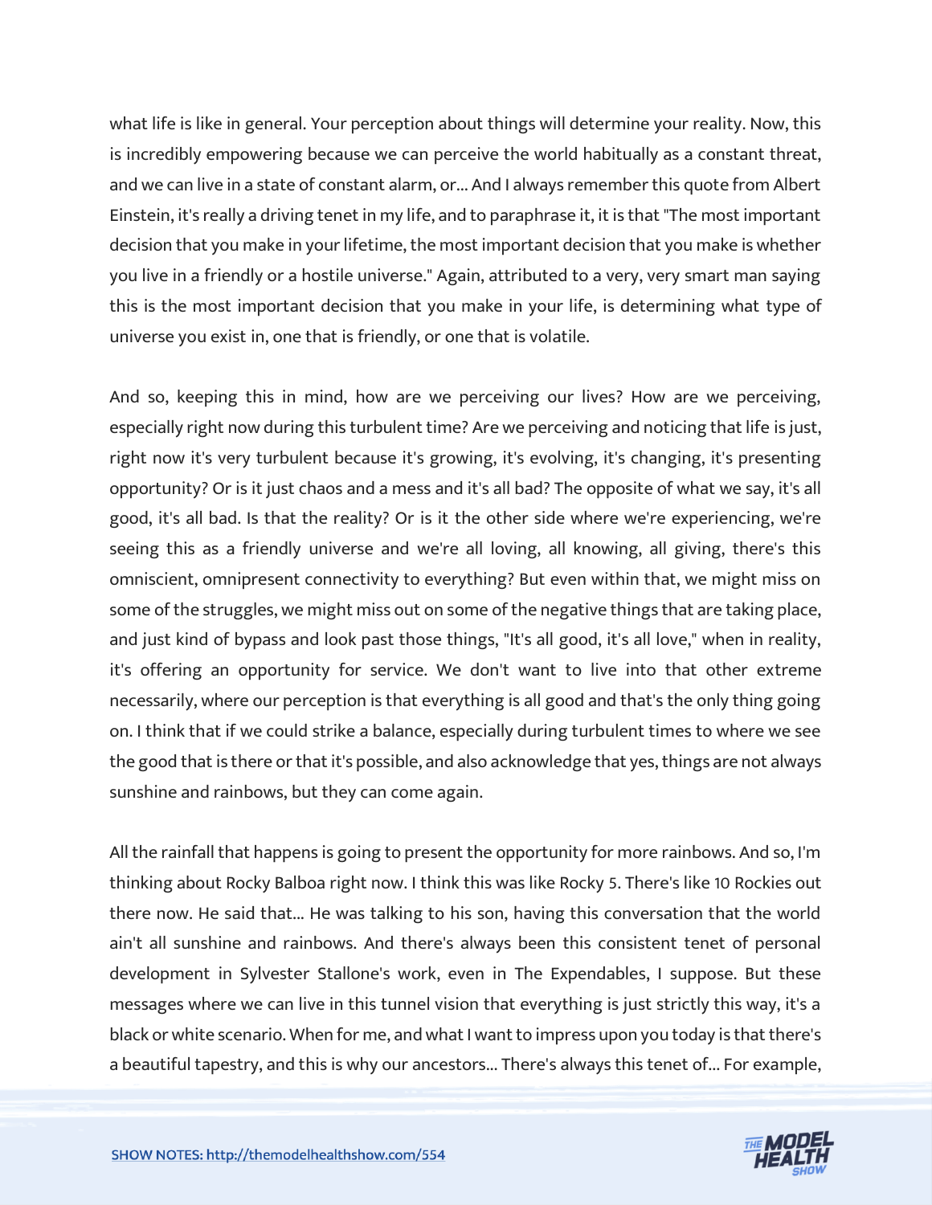what life is like in general. Your perception about things will determine your reality. Now, this is incredibly empowering because we can perceive the world habitually as a constant threat, and we can live in a state of constant alarm, or... And I always remember this quote from Albert Einstein, it's really a driving tenet in my life, and to paraphrase it, it is that "The most important decision that you make in your lifetime, the most important decision that you make is whether you live in a friendly or a hostile universe." Again, attributed to a very, very smart man saying this is the most important decision that you make in your life, is determining what type of universe you exist in, one that is friendly, or one that is volatile.

And so, keeping this in mind, how are we perceiving our lives? How are we perceiving, especially right now during this turbulent time? Are we perceiving and noticing that life is just, right now it's very turbulent because it's growing, it's evolving, it's changing, it's presenting opportunity? Or is it just chaos and a mess and it's all bad? The opposite of what we say, it's all good, it's all bad. Is that the reality? Or is it the other side where we're experiencing, we're seeing this as a friendly universe and we're all loving, all knowing, all giving, there's this omniscient, omnipresent connectivity to everything? But even within that, we might miss on some of the struggles, we might miss out on some of the negative things that are taking place, and just kind of bypass and look past those things, "It's all good, it's all love," when in reality, it's offering an opportunity for service. We don't want to live into that other extreme necessarily, where our perception is that everything is all good and that's the only thing going on. I think that if we could strike a balance, especially during turbulent times to where we see the good that is there or that it's possible, and also acknowledge that yes, things are not always sunshine and rainbows, but they can come again.

All the rainfall that happens is going to present the opportunity for more rainbows. And so, I'm thinking about Rocky Balboa right now. I think this was like Rocky 5. There's like 10 Rockies out there now. He said that... He was talking to his son, having this conversation that the world ain't all sunshine and rainbows. And there's always been this consistent tenet of personal development in Sylvester Stallone's work, even in The Expendables, I suppose. But these messages where we can live in this tunnel vision that everything is just strictly this way, it's a black or white scenario. When for me, and what I want to impress upon you today is that there's a beautiful tapestry, and this is why our ancestors... There's always this tenet of... For example,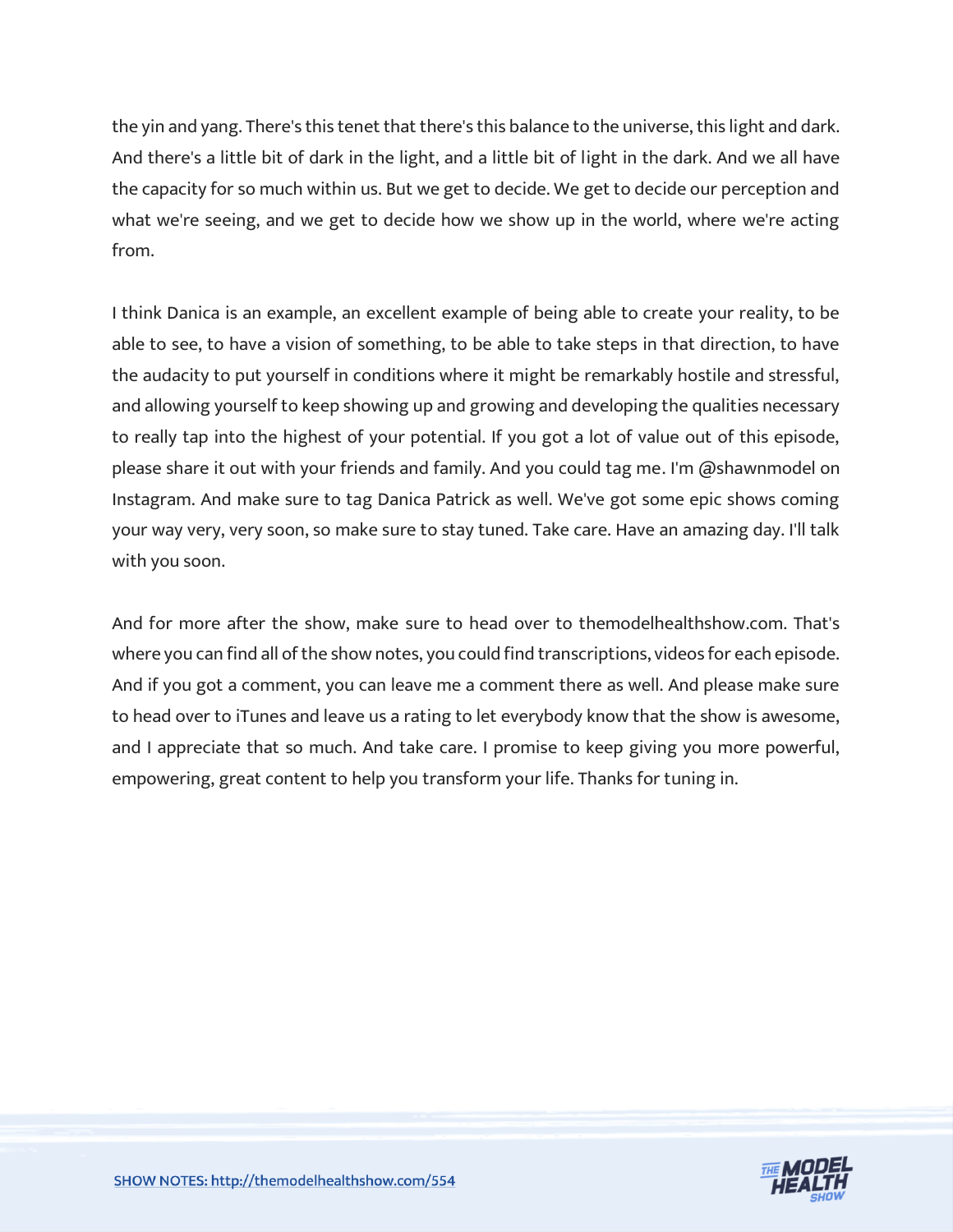the yin and yang. There's this tenet that there's this balance to the universe, this light and dark. And there's a little bit of dark in the light, and a little bit of light in the dark. And we all have the capacity for so much within us. But we get to decide. We get to decide our perception and what we're seeing, and we get to decide how we show up in the world, where we're acting from.

I think Danica is an example, an excellent example of being able to create your reality, to be able to see, to have a vision of something, to be able to take steps in that direction, to have the audacity to put yourself in conditions where it might be remarkably hostile and stressful, and allowing yourself to keep showing up and growing and developing the qualities necessary to really tap into the highest of your potential. If you got a lot of value out of this episode, please share it out with your friends and family. And you could tag me. I'm @shawnmodel on Instagram. And make sure to tag Danica Patrick as well. We've got some epic shows coming your way very, very soon, so make sure to stay tuned. Take care. Have an amazing day. I'll talk with you soon.

And for more after the show, make sure to head over to themodelhealthshow.com. That's where you can find all of the show notes, you could find transcriptions, videos for each episode. And if you got a comment, you can leave me a comment there as well. And please make sure to head over to iTunes and leave us a rating to let everybody know that the show is awesome, and I appreciate that so much. And take care. I promise to keep giving you more powerful, empowering, great content to help you transform your life. Thanks for tuning in.